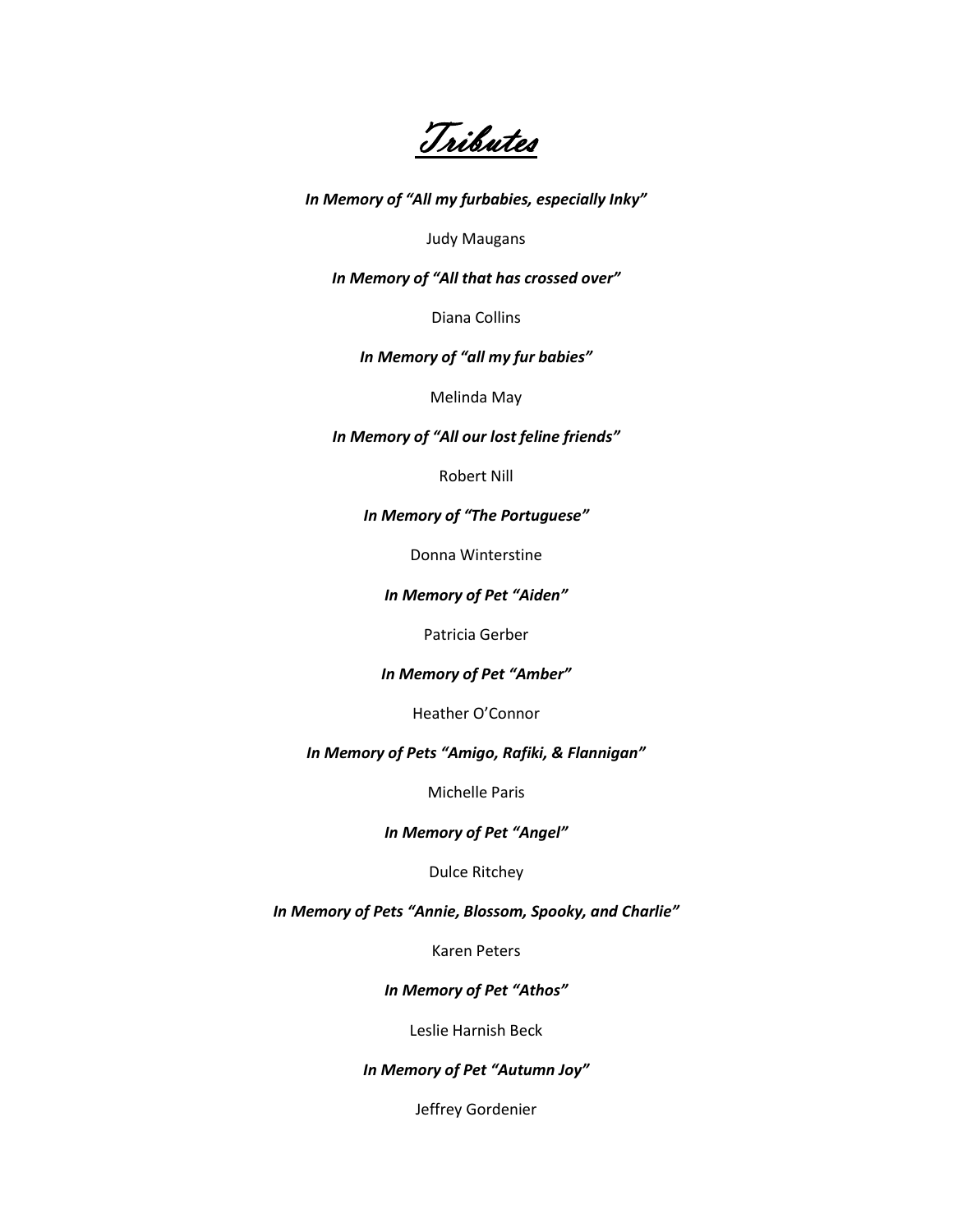# Tributes

***In Memory of "All my furbabies, especially Inky"***

Judy Maugans

***In Memory of "All that has crossed over"***

Diana Collins

***In Memory of "all my fur babies"***

Melinda May

***In Memory of "All our lost feline friends"***

Robert Nill

***In Memory of "The Portuguese"***

Donna Winterstine

***In Memory of Pet "Aiden"***

Patricia Gerber

***In Memory of Pet "Amber"***

Heather O'Connor

***In Memory of Pets "Amigo, Rafiki, & Flannigan"***

Michelle Paris

***In Memory of Pet "Angel"***

Dulce Ritchey

***In Memory of Pets "Annie, Blossom, Spooky, and Charlie"***

Karen Peters

***In Memory of Pet "Athos"***

Leslie Harnish Beck

***In Memory of Pet "Autumn Joy"***

Jeffrey Gordenier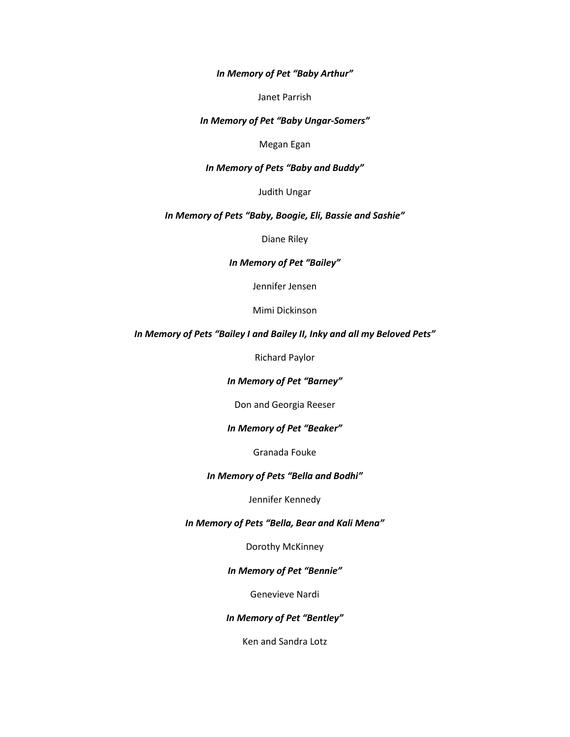***In Memory of Pet "Baby Arthur"***

Janet Parrish

***In Memory of Pet "Baby Ungar-Somers"***

Megan Egan

***In Memory of Pets "Baby and Buddy"***

Judith Ungar

***In Memory of Pets "Baby, Boogie, Eli, Bassie and Sashie"***

Diane Riley

***In Memory of Pet "Bailey"***

Jennifer Jensen

Mimi Dickinson

***In Memory of Pets "Bailey I and Bailey II, Inky and all my Beloved Pets"***

Richard Paylor

***In Memory of Pet "Barney"***

Don and Georgia Reeser

***In Memory of Pet "Beaker"***

Granada Fouke

***In Memory of Pets "Bella and Bodhi"***

Jennifer Kennedy

***In Memory of Pets "Bella, Bear and Kali Mena"***

Dorothy McKinney

***In Memory of Pet "Bennie"***

Genevieve Nardi

***In Memory of Pet "Bentley"***

Ken and Sandra Lotz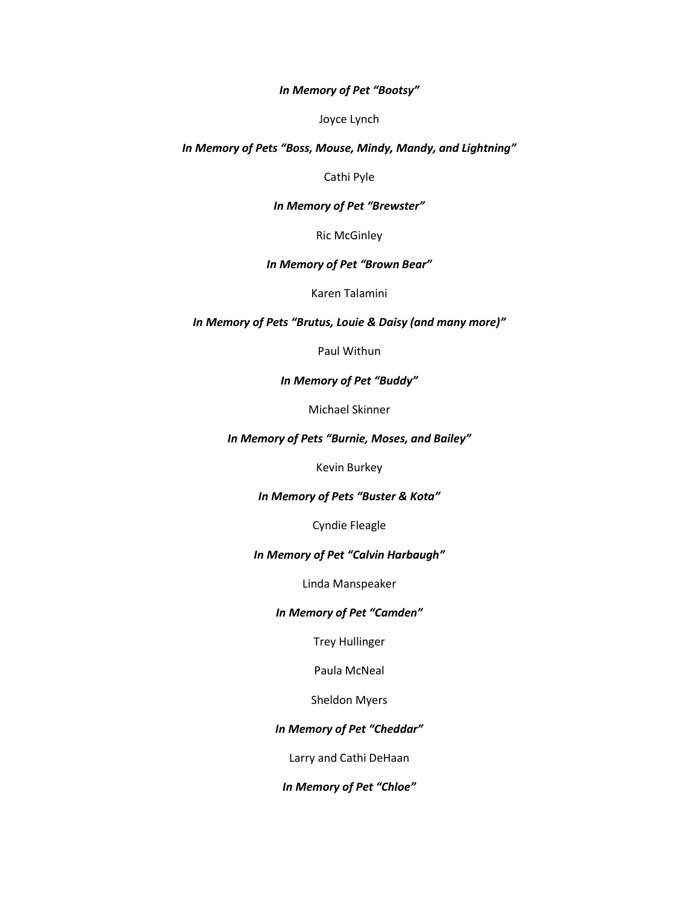***In Memory of Pet "Bootsy"***

Joyce Lynch

***In Memory of Pets "Boss, Mouse, Mindy, Mandy, and Lightning"***

Cathi Pyle

***In Memory of Pet "Brewster"***

Ric McGinley

***In Memory of Pet "Brown Bear"***

Karen Talamini

***In Memory of Pets "Brutus, Louie & Daisy (and many more)"***

Paul Withun

***In Memory of Pet "Buddy"***

Michael Skinner

***In Memory of Pets "Burnie, Moses, and Bailey"***

Kevin Burkey

***In Memory of Pets "Buster & Kota"***

Cyndie Fleagle

***In Memory of Pet "Calvin Harbaugh"***

Linda Manspeaker

***In Memory of Pet "Camden"***

Trey Hullinger

Paula McNeal

Sheldon Myers

***In Memory of Pet "Cheddar"***

Larry and Cathi DeHaan

***In Memory of Pet "Chloe"***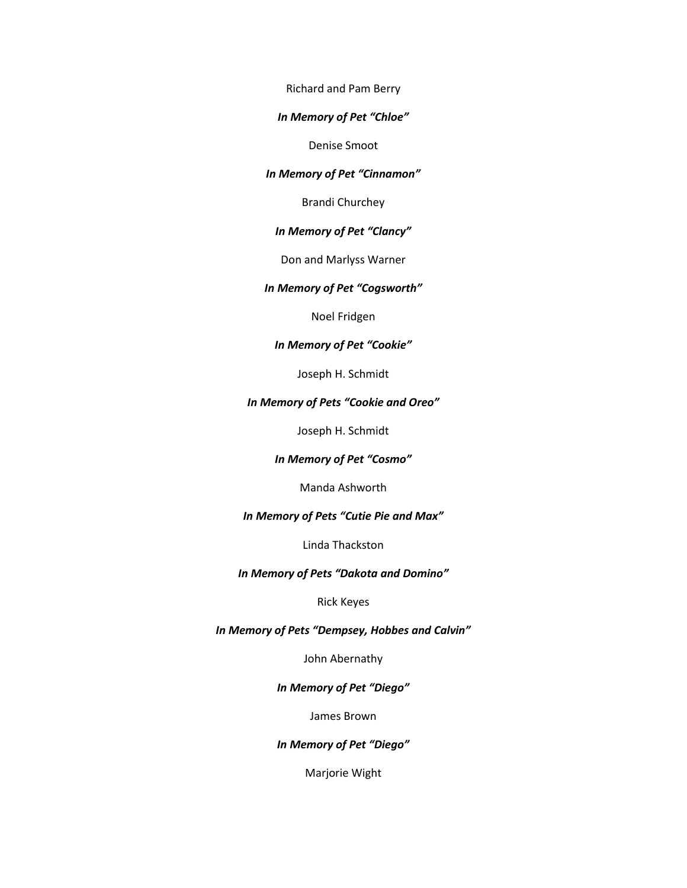Richard and Pam Berry

***In Memory of Pet "Chloe"***

Denise Smoot

***In Memory of Pet "Cinnamon"***

Brandi Churchey

***In Memory of Pet "Clancy"***

Don and Marlyss Warner

***In Memory of Pet "Cogsworth"***

Noel Fridgen

***In Memory of Pet "Cookie"***

Joseph H. Schmidt

***In Memory of Pets "Cookie and Oreo"***

Joseph H. Schmidt

***In Memory of Pet "Cosmo"***

Manda Ashworth

***In Memory of Pets "Cutie Pie and Max"***

Linda Thackston

***In Memory of Pets "Dakota and Domino"***

Rick Keyes

***In Memory of Pets "Dempsey, Hobbes and Calvin"***

John Abernathy

***In Memory of Pet "Diego"***

James Brown

***In Memory of Pet "Diego"***

Marjorie Wight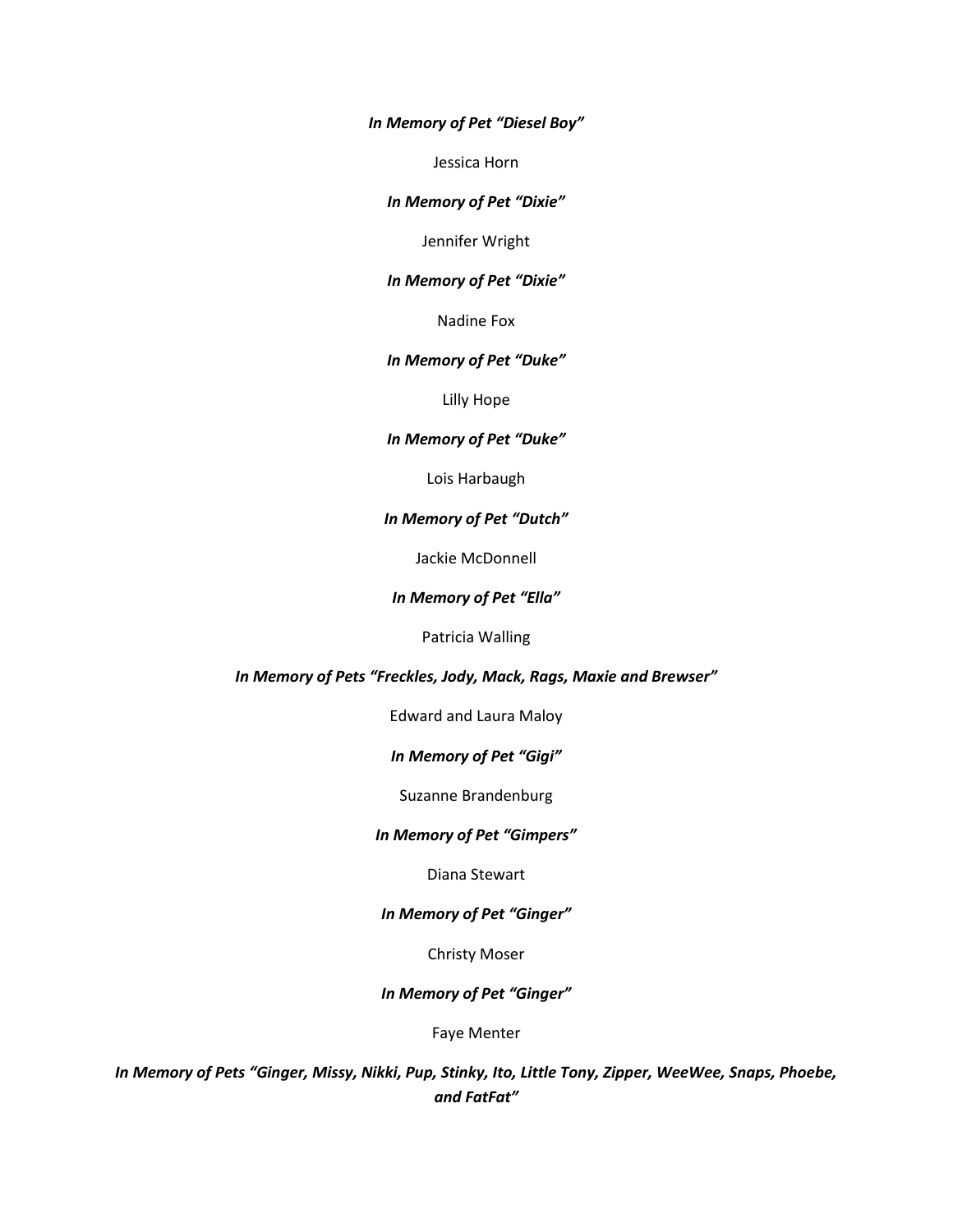***In Memory of Pet "Diesel Boy"***

Jessica Horn

***In Memory of Pet "Dixie"***

Jennifer Wright

***In Memory of Pet "Dixie"***

Nadine Fox

***In Memory of Pet "Duke"***

Lilly Hope

***In Memory of Pet "Duke"***

Lois Harbaugh

***In Memory of Pet "Dutch"***

Jackie McDonnell

***In Memory of Pet "Ella"***

Patricia Walling

***In Memory of Pets "Freckles, Jody, Mack, Rags, Maxie and Brewser"***

Edward and Laura Maloy

***In Memory of Pet "Gigi"***

Suzanne Brandenburg

***In Memory of Pet "Gimpers"***

Diana Stewart

***In Memory of Pet "Ginger"***

Christy Moser

***In Memory of Pet "Ginger"***

Faye Menter

***In Memory of Pets "Ginger, Missy, Nikki, Pup, Stinky, Ito, Little Tony, Zipper, WeeWee, Snaps, Phoebe, and FatFat"***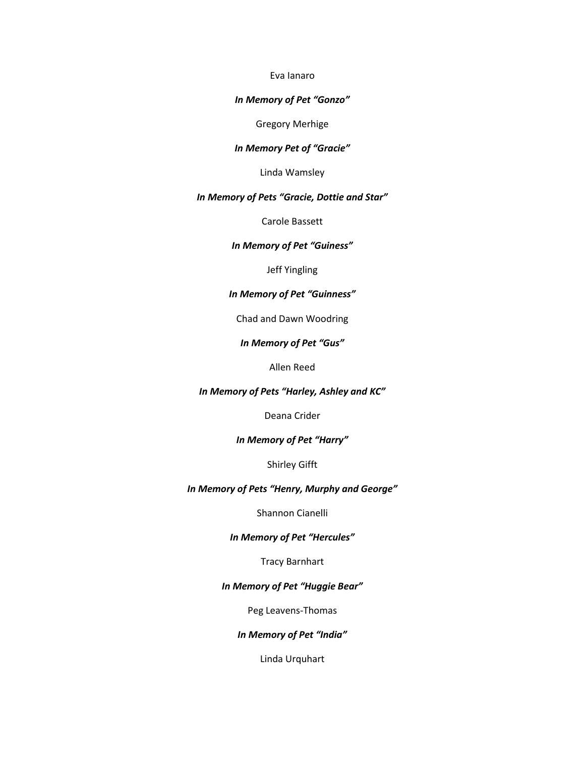Eva Ianaro

***In Memory of Pet "Gonzo"***

Gregory Merhige

***In Memory Pet of "Gracie"***

Linda Wamsley

***In Memory of Pets "Gracie, Dottie and Star"***

Carole Bassett

***In Memory of Pet "Guiness"***

Jeff Yingling

***In Memory of Pet "Guinness"***

Chad and Dawn Woodring

***In Memory of Pet "Gus"***

Allen Reed

***In Memory of Pets "Harley, Ashley and KC"***

Deana Crider

***In Memory of Pet "Harry"***

Shirley Gifft

***In Memory of Pets "Henry, Murphy and George"***

Shannon Cianelli

***In Memory of Pet "Hercules"***

Tracy Barnhart

***In Memory of Pet "Huggie Bear"***

Peg Leavens-Thomas

***In Memory of Pet "India"***

Linda Urquhart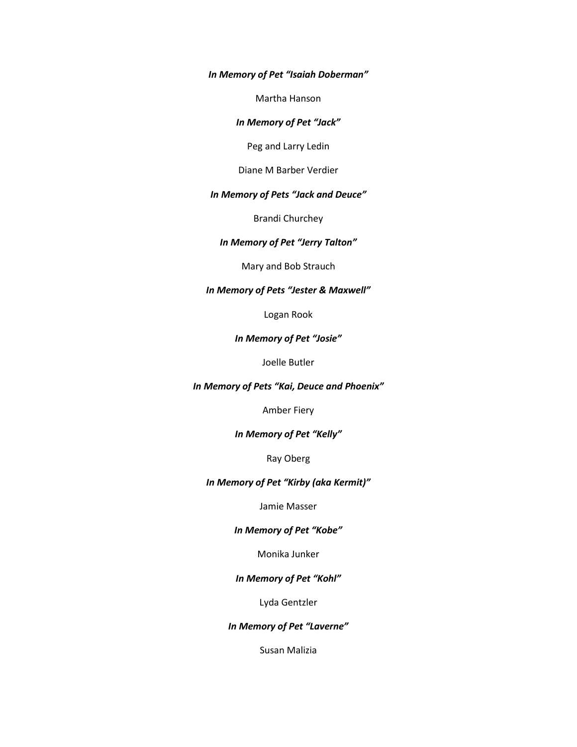***In Memory of Pet "Isaiah Doberman"***

Martha Hanson

***In Memory of Pet "Jack"***

Peg and Larry Ledin

Diane M Barber Verdier

***In Memory of Pets "Jack and Deuce"***

Brandi Churchey

***In Memory of Pet "Jerry Talton"***

Mary and Bob Strauch

***In Memory of Pets "Jester & Maxwell"***

Logan Rook

***In Memory of Pet "Josie"***

Joelle Butler

***In Memory of Pets "Kai, Deuce and Phoenix"***

Amber Fiery

***In Memory of Pet "Kelly"***

Ray Oberg

***In Memory of Pet "Kirby (aka Kermit)"***

Jamie Masser

***In Memory of Pet "Kobe"***

Monika Junker

***In Memory of Pet "Kohl"***

Lyda Gentzler

***In Memory of Pet "Laverne"***

Susan Malizia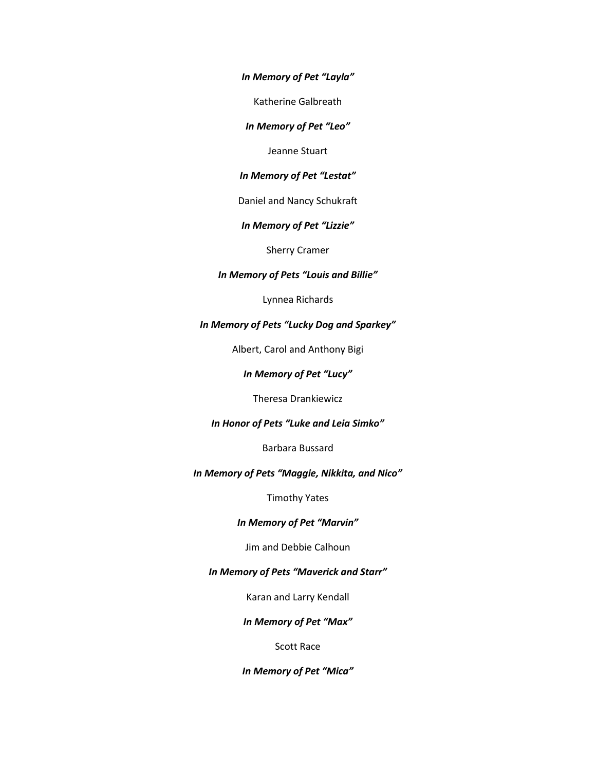***In Memory of Pet "Layla"***

Katherine Galbreath

***In Memory of Pet "Leo"***

Jeanne Stuart

***In Memory of Pet "Lestat"***

Daniel and Nancy Schukraft

***In Memory of Pet "Lizzie"***

Sherry Cramer

***In Memory of Pets "Louis and Billie"***

Lynnea Richards

***In Memory of Pets "Lucky Dog and Sparkey"***

Albert, Carol and Anthony Bigi

***In Memory of Pet "Lucy"***

Theresa Drankiewicz

***In Honor of Pets "Luke and Leia Simko"***

Barbara Bussard

***In Memory of Pets "Maggie, Nikkita, and Nico"***

Timothy Yates

***In Memory of Pet "Marvin"***

Jim and Debbie Calhoun

***In Memory of Pets "Maverick and Starr"***

Karan and Larry Kendall

***In Memory of Pet "Max"***

Scott Race

***In Memory of Pet "Mica"***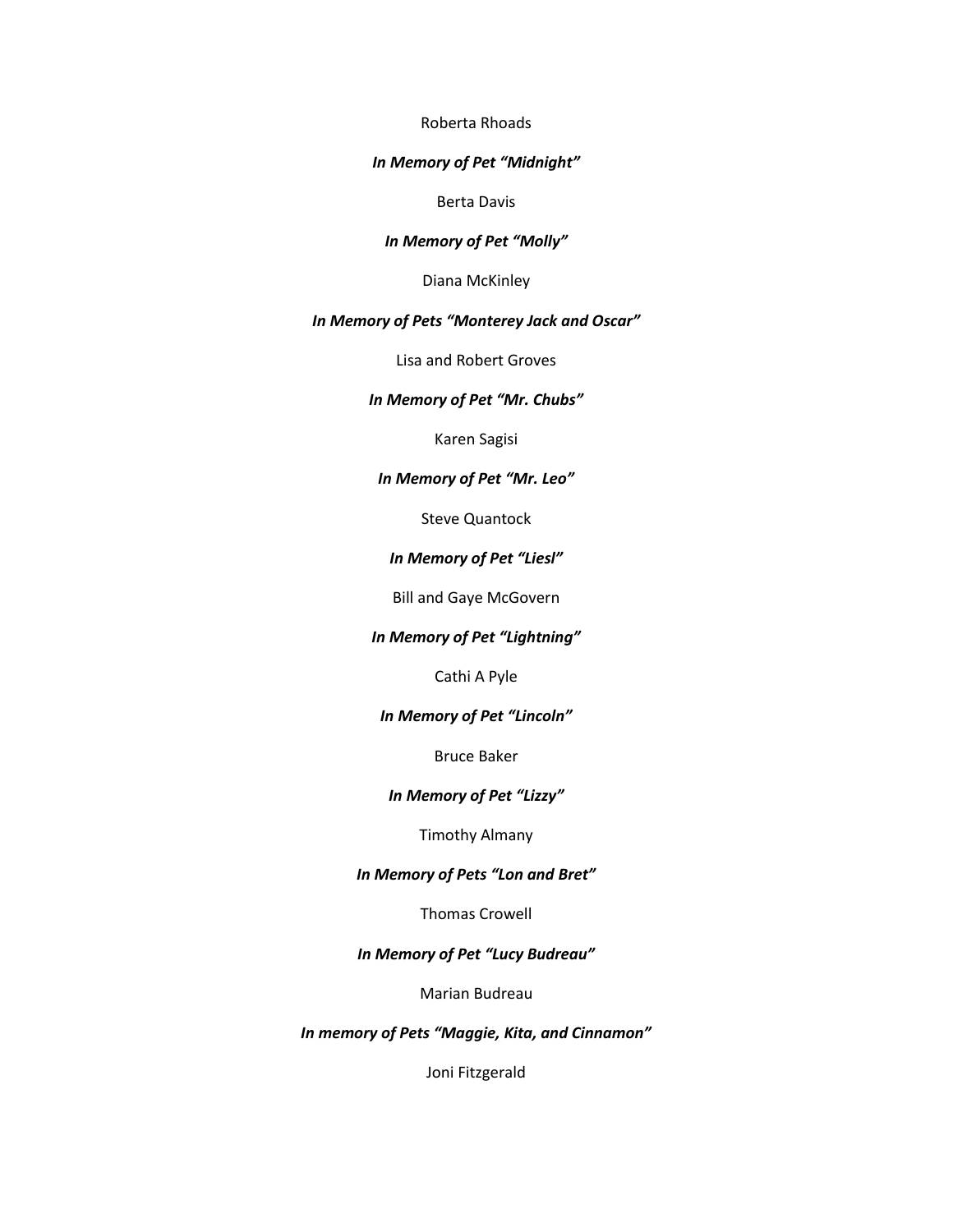Roberta Rhoads

***In Memory of Pet "Midnight"***

Berta Davis

***In Memory of Pet "Molly"***

Diana McKinley

***In Memory of Pets "Monterey Jack and Oscar"***

Lisa and Robert Groves

***In Memory of Pet "Mr. Chubs"***

Karen Sagisi

***In Memory of Pet "Mr. Leo"***

Steve Quantock

***In Memory of Pet "Liesl"***

Bill and Gaye McGovern

***In Memory of Pet "Lightning"***

Cathi A Pyle

***In Memory of Pet "Lincoln"***

Bruce Baker

***In Memory of Pet "Lizzy"***

Timothy Almany

***In Memory of Pets "Lon and Bret"***

Thomas Crowell

***In Memory of Pet "Lucy Budreau"***

Marian Budreau

***In memory of Pets "Maggie, Kita, and Cinnamon"***

Joni Fitzgerald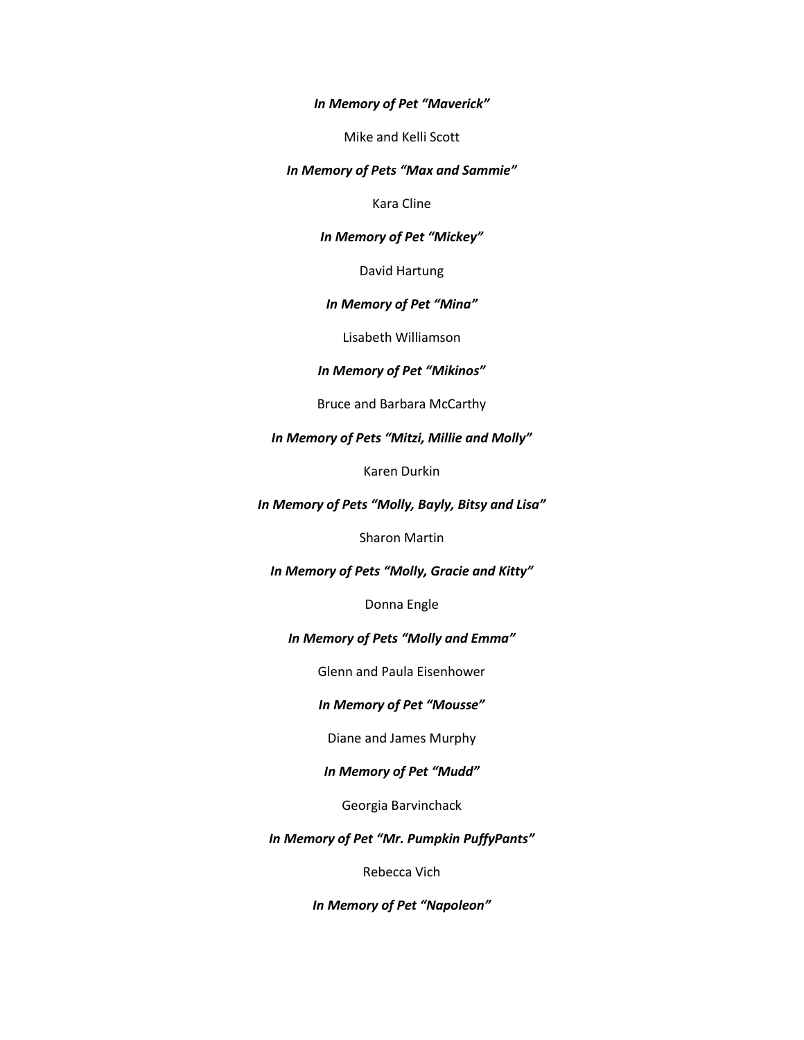***In Memory of Pet "Maverick"***

Mike and Kelli Scott

***In Memory of Pets "Max and Sammie"***

Kara Cline

***In Memory of Pet "Mickey"***

David Hartung

***In Memory of Pet "Mina"***

Lisabeth Williamson

***In Memory of Pet "Mikinos"***

Bruce and Barbara McCarthy

***In Memory of Pets "Mitzi, Millie and Molly"***

Karen Durkin

***In Memory of Pets "Molly, Bayly, Bitsy and Lisa"***

Sharon Martin

***In Memory of Pets "Molly, Gracie and Kitty"***

Donna Engle

***In Memory of Pets "Molly and Emma"***

Glenn and Paula Eisenhower

***In Memory of Pet "Mousse"***

Diane and James Murphy

***In Memory of Pet "Mudd"***

Georgia Barvinchack

***In Memory of Pet "Mr. Pumpkin PuffyPants"***

Rebecca Vich

***In Memory of Pet "Napoleon"***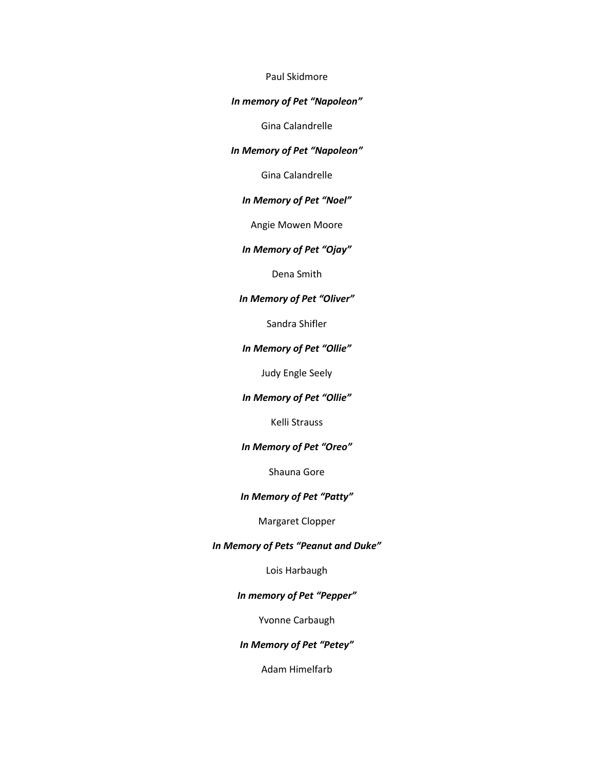Paul Skidmore

***In memory of Pet "Napoleon"***

Gina Calandrelle

***In Memory of Pet "Napoleon"***

Gina Calandrelle

***In Memory of Pet "Noel"***

Angie Mowen Moore

***In Memory of Pet "Ojay"***

Dena Smith

***In Memory of Pet "Oliver"***

Sandra Shifler

***In Memory of Pet "Ollie"***

Judy Engle Seely

***In Memory of Pet "Ollie"***

Kelli Strauss

***In Memory of Pet "Oreo"***

Shauna Gore

***In Memory of Pet "Patty"***

Margaret Clopper

***In Memory of Pets "Peanut and Duke"***

Lois Harbaugh

***In memory of Pet "Pepper"***

Yvonne Carbaugh

***In Memory of Pet "Petey"***

Adam Himelfarb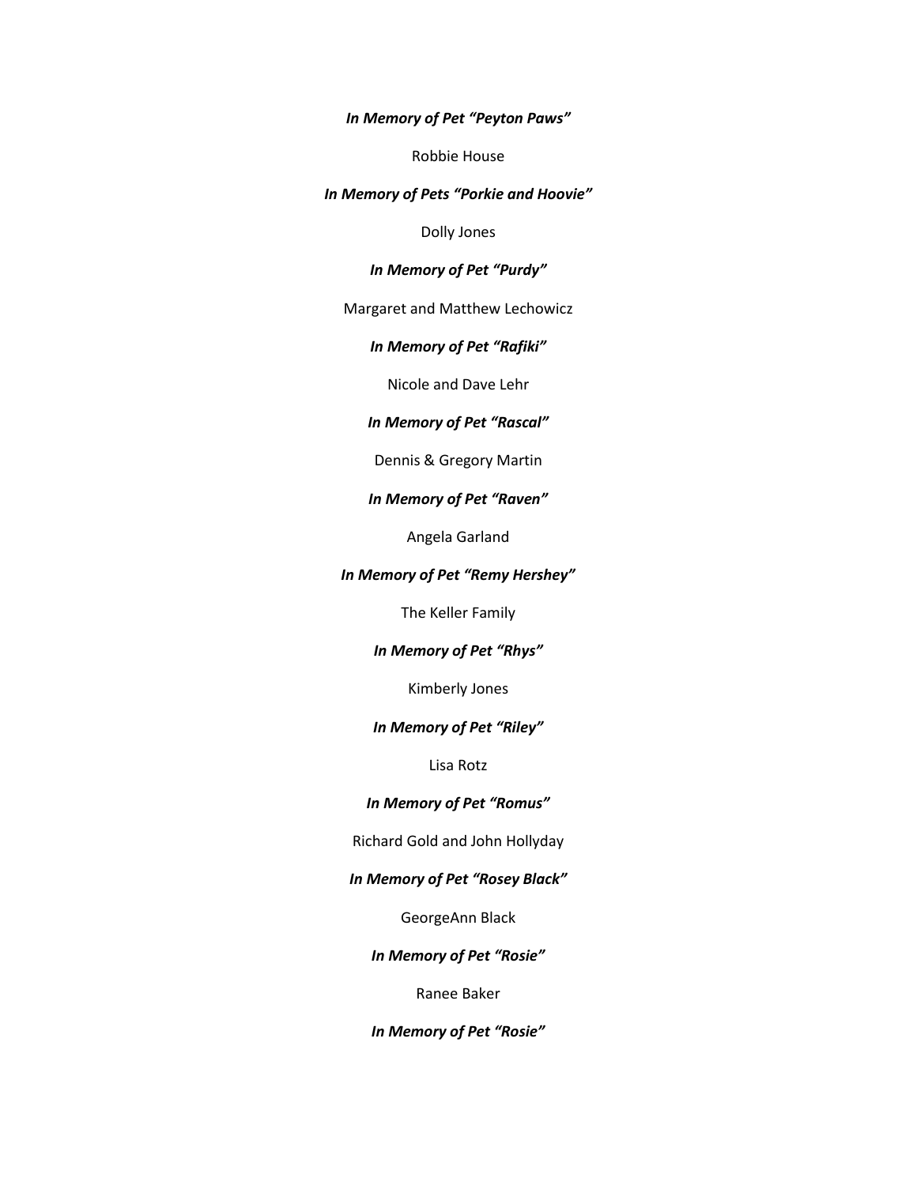***In Memory of Pet "Peyton Paws"***

Robbie House

***In Memory of Pets "Porkie and Hoovie"***

Dolly Jones

***In Memory of Pet "Purdy"***

Margaret and Matthew Lechowicz

***In Memory of Pet "Rafiki"***

Nicole and Dave Lehr

***In Memory of Pet "Rascal"***

Dennis & Gregory Martin

***In Memory of Pet "Raven"***

Angela Garland

***In Memory of Pet "Remy Hershey"***

The Keller Family

***In Memory of Pet "Rhys"***

Kimberly Jones

***In Memory of Pet "Riley"***

Lisa Rotz

***In Memory of Pet "Romus"***

Richard Gold and John Hollyday

***In Memory of Pet "Rosey Black"***

GeorgeAnn Black

***In Memory of Pet "Rosie"***

Ranee Baker

***In Memory of Pet "Rosie"***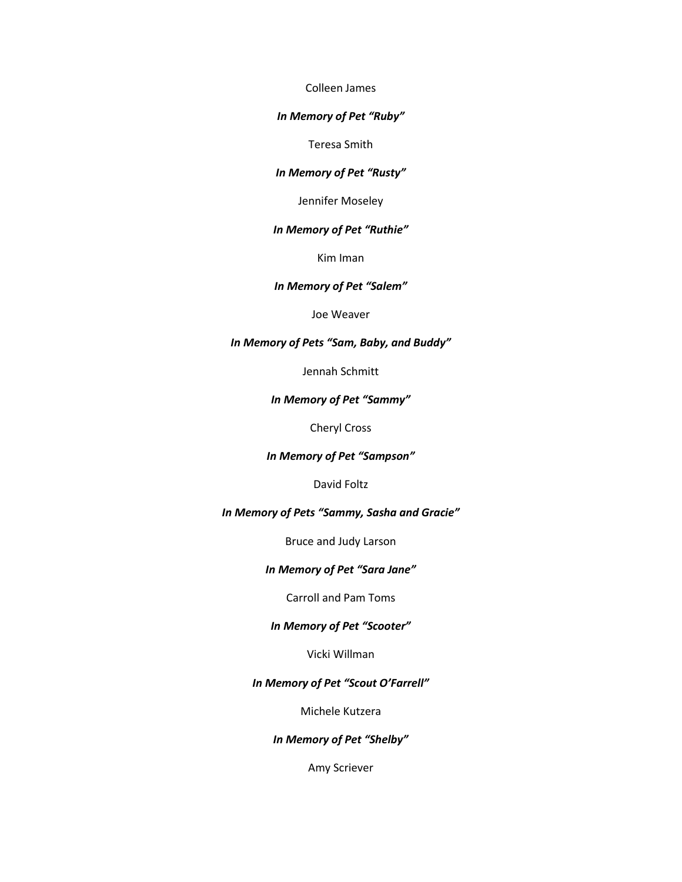Colleen James

***In Memory of Pet "Ruby"***

Teresa Smith

***In Memory of Pet "Rusty"***

Jennifer Moseley

***In Memory of Pet "Ruthie"***

Kim Iman

***In Memory of Pet "Salem"***

Joe Weaver

***In Memory of Pets "Sam, Baby, and Buddy"***

Jennah Schmitt

***In Memory of Pet "Sammy"***

Cheryl Cross

***In Memory of Pet "Sampson"***

David Foltz

***In Memory of Pets "Sammy, Sasha and Gracie"***

Bruce and Judy Larson

***In Memory of Pet "Sara Jane"***

Carroll and Pam Toms

***In Memory of Pet "Scooter"***

Vicki Willman

***In Memory of Pet "Scout O'Farrell"***

Michele Kutzera

***In Memory of Pet "Shelby"***

Amy Scriever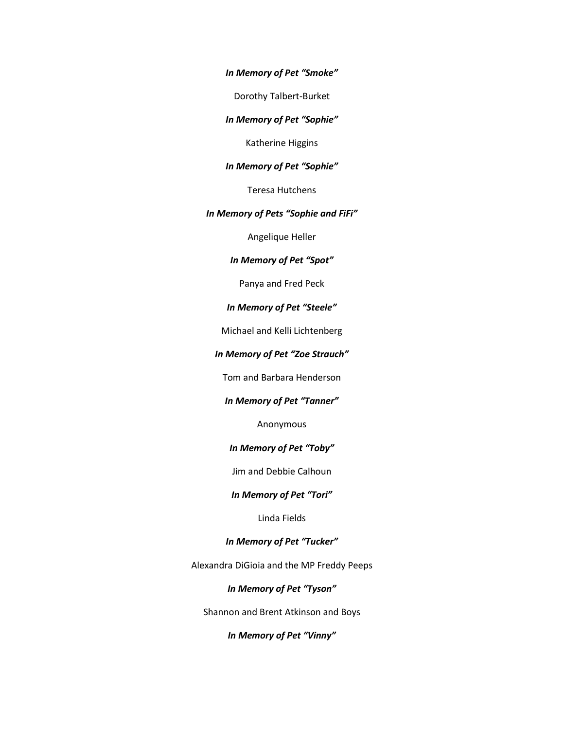***In Memory of Pet “Smoke”***

Dorothy Talbert-Burket

***In Memory of Pet “Sophie”***

Katherine Higgins

***In Memory of Pet “Sophie”***

Teresa Hutchens

***In Memory of Pets “Sophie and FiFi”***

Angelique Heller

***In Memory of Pet “Spot”***

Panya and Fred Peck

***In Memory of Pet “Steele”***

Michael and Kelli Lichtenberg

***In Memory of Pet “Zoe Strauch”***

Tom and Barbara Henderson

***In Memory of Pet “Tanner”***

Anonymous

***In Memory of Pet “Toby”***

Jim and Debbie Calhoun

***In Memory of Pet “Tori”***

Linda Fields

***In Memory of Pet “Tucker”***

Alexandra DiGioia and the MP Freddy Peeps

***In Memory of Pet “Tyson”***

Shannon and Brent Atkinson and Boys

***In Memory of Pet “Vinny”***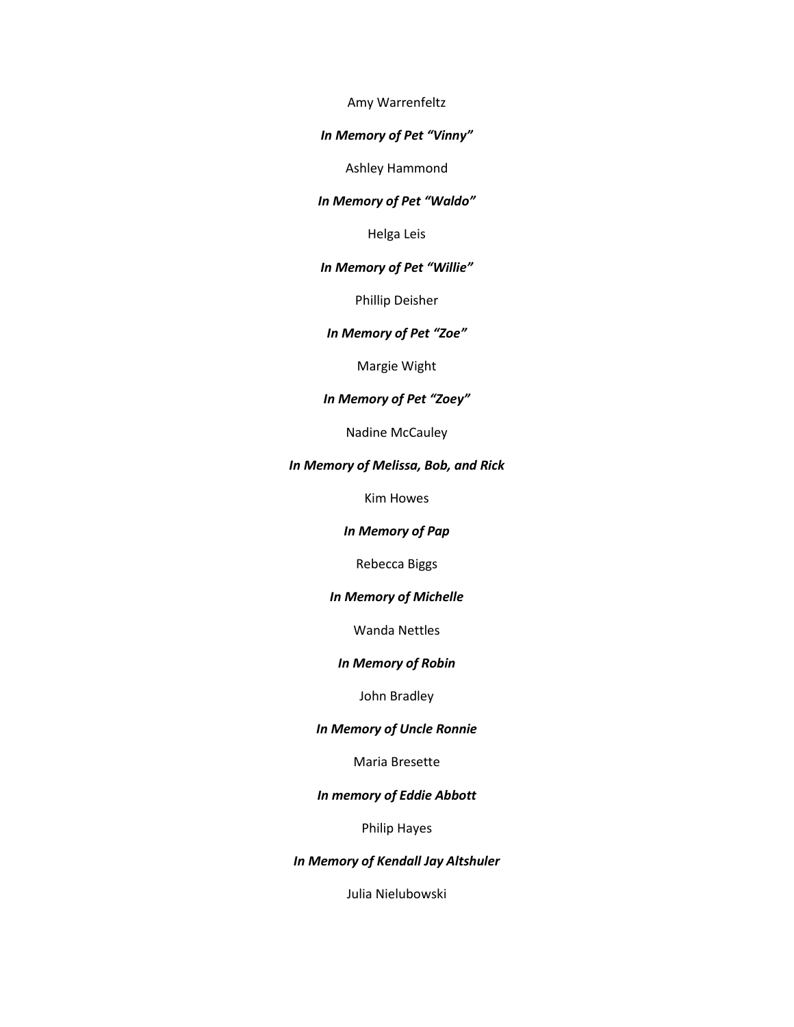Amy Warrenfeltz

***In Memory of Pet "Vinny"***

Ashley Hammond

***In Memory of Pet "Waldo"***

Helga Leis

***In Memory of Pet "Willie"***

Phillip Deisher

***In Memory of Pet "Zoe"***

Margie Wight

***In Memory of Pet "Zoey"***

Nadine McCauley

***In Memory of Melissa, Bob, and Rick***

Kim Howes

***In Memory of Pap***

Rebecca Biggs

***In Memory of Michelle***

Wanda Nettles

***In Memory of Robin***

John Bradley

***In Memory of Uncle Ronnie***

Maria Bresette

***In memory of Eddie Abbott***

Philip Hayes

***In Memory of Kendall Jay Altshuler***

Julia Nielubowski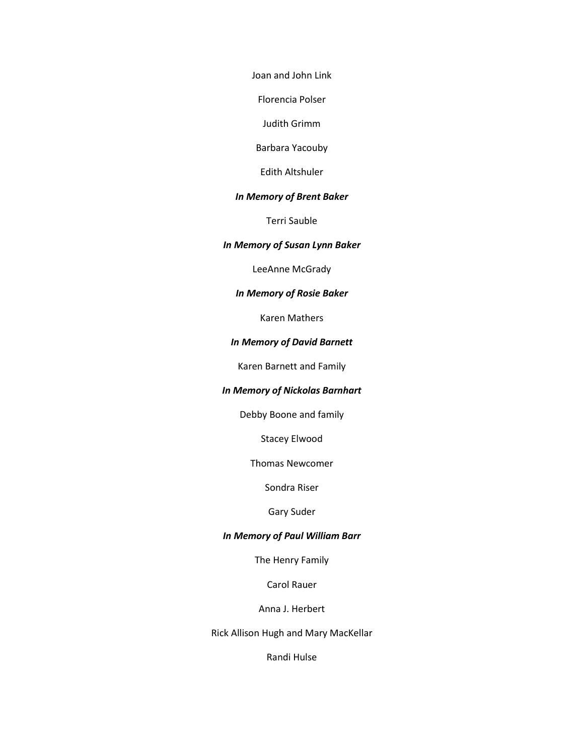Joan and John Link

Florencia Polser

Judith Grimm

Barbara Yacouby

Edith Altshuler

***In Memory of Brent Baker***

Terri Sauble

***In Memory of Susan Lynn Baker***

LeeAnne McGrady

***In Memory of Rosie Baker***

Karen Mathers

***In Memory of David Barnett***

Karen Barnett and Family

***In Memory of Nickolas Barnhart***

Debby Boone and family

Stacey Elwood

Thomas Newcomer

Sondra Riser

Gary Suder

***In Memory of Paul William Barr***

The Henry Family

Carol Rauer

Anna J. Herbert

Rick Allison Hugh and Mary MacKellar

Randi Hulse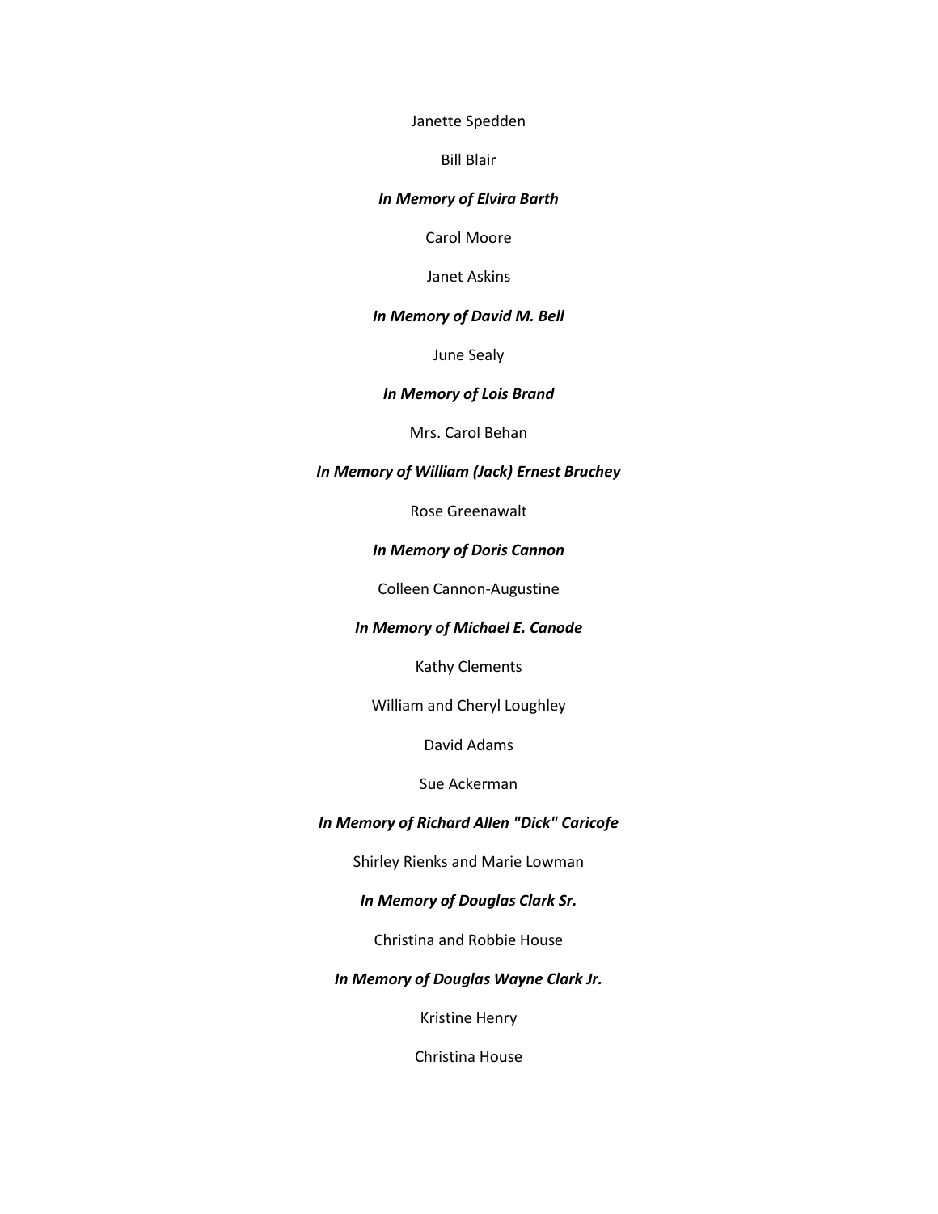Janette Spedden

Bill Blair

***In Memory of Elvira Barth***

Carol Moore

Janet Askins

***In Memory of David M. Bell***

June Sealy

***In Memory of Lois Brand***

Mrs. Carol Behan

***In Memory of William (Jack) Ernest Bruchey***

Rose Greenawalt

***In Memory of Doris Cannon***

Colleen Cannon-Augustine

***In Memory of Michael E. Canode***

Kathy Clements

William and Cheryl Loughley

David Adams

Sue Ackerman

***In Memory of Richard Allen "Dick" Caricofe***

Shirley Rienks and Marie Lowman

***In Memory of Douglas Clark Sr.***

Christina and Robbie House

***In Memory of Douglas Wayne Clark Jr.***

Kristine Henry

Christina House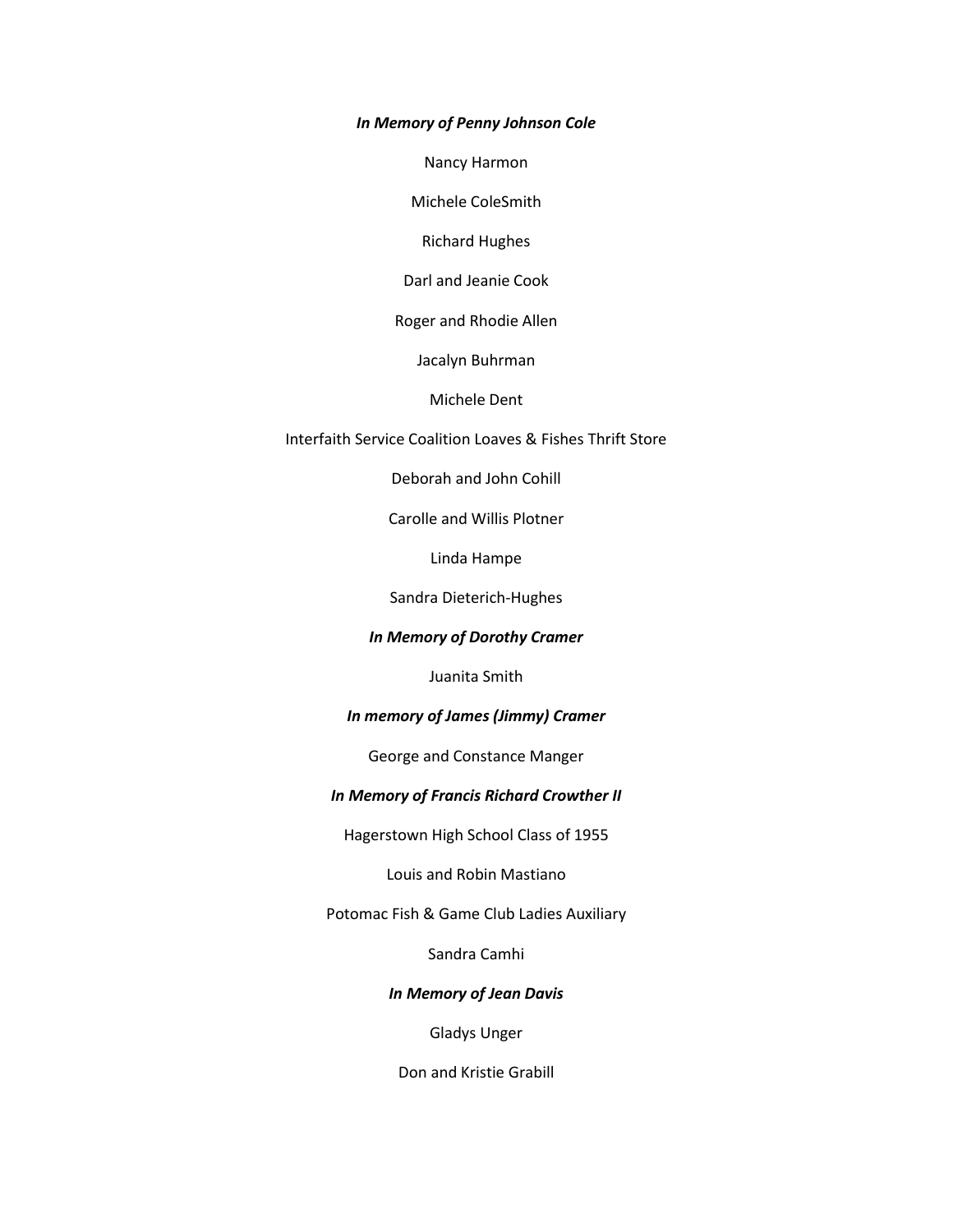***In Memory of Penny Johnson Cole***

Nancy Harmon

Michele ColeSmith

Richard Hughes

Darl and Jeanie Cook

Roger and Rhodie Allen

Jacalyn Buhrman

Michele Dent

Interfaith Service Coalition Loaves & Fishes Thrift Store

Deborah and John Cohill

Carolle and Willis Plotner

Linda Hampe

Sandra Dieterich-Hughes

***In Memory of Dorothy Cramer***

Juanita Smith

***In memory of James (Jimmy) Cramer***

George and Constance Manger

***In Memory of Francis Richard Crowther II***

Hagerstown High School Class of 1955

Louis and Robin Mastiano

Potomac Fish & Game Club Ladies Auxiliary

Sandra Camhi

***In Memory of Jean Davis***

Gladys Unger

Don and Kristie Grabill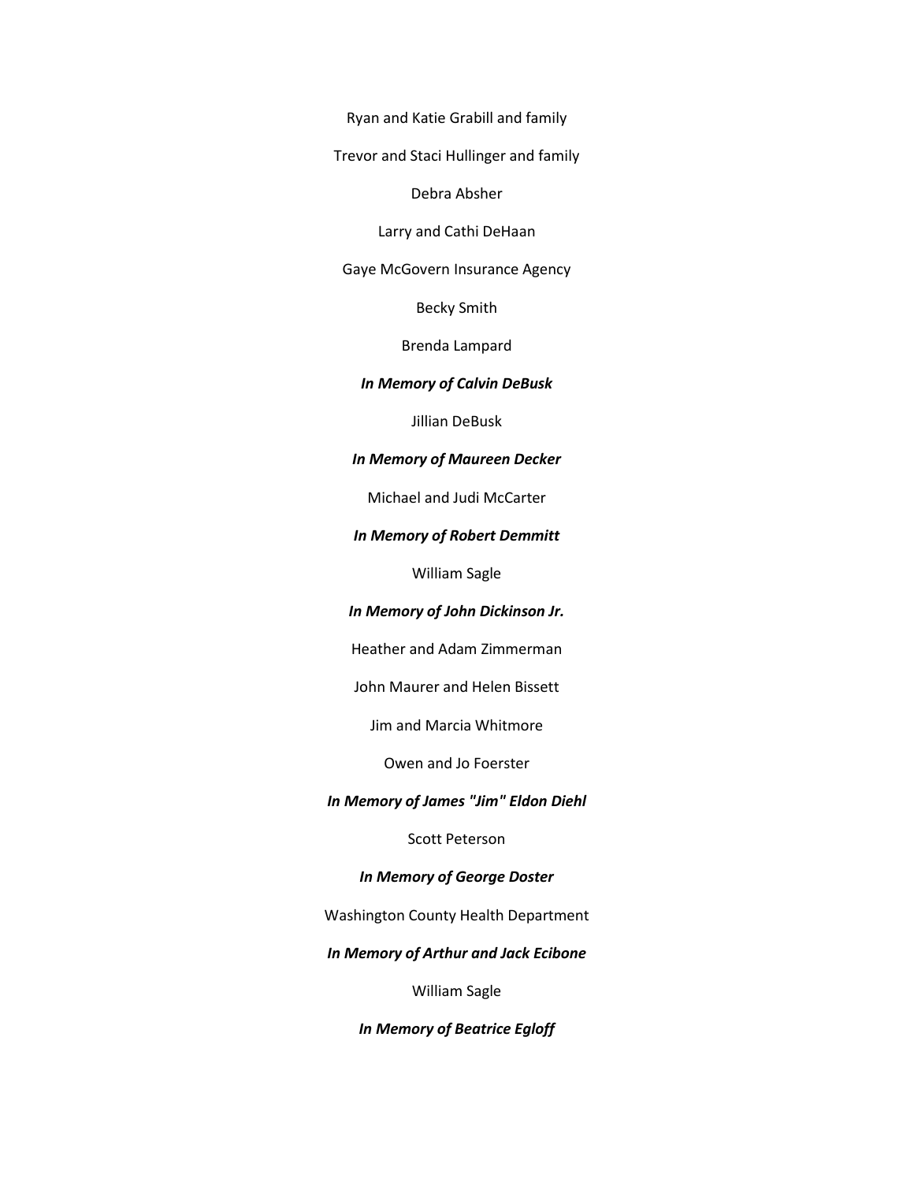Ryan and Katie Grabill and family

Trevor and Staci Hullinger and family

Debra Absher

Larry and Cathi DeHaan

Gaye McGovern Insurance Agency

Becky Smith

Brenda Lampard

***In Memory of Calvin DeBusk***

Jillian DeBusk

***In Memory of Maureen Decker***

Michael and Judi McCarter

***In Memory of Robert Demmitt***

William Sagle

***In Memory of John Dickinson Jr.***

Heather and Adam Zimmerman

John Maurer and Helen Bissett

Jim and Marcia Whitmore

Owen and Jo Foerster

***In Memory of James "Jim" Eldon Diehl***

Scott Peterson

***In Memory of George Doster***

Washington County Health Department

***In Memory of Arthur and Jack Ecibone***

William Sagle

***In Memory of Beatrice Egloff***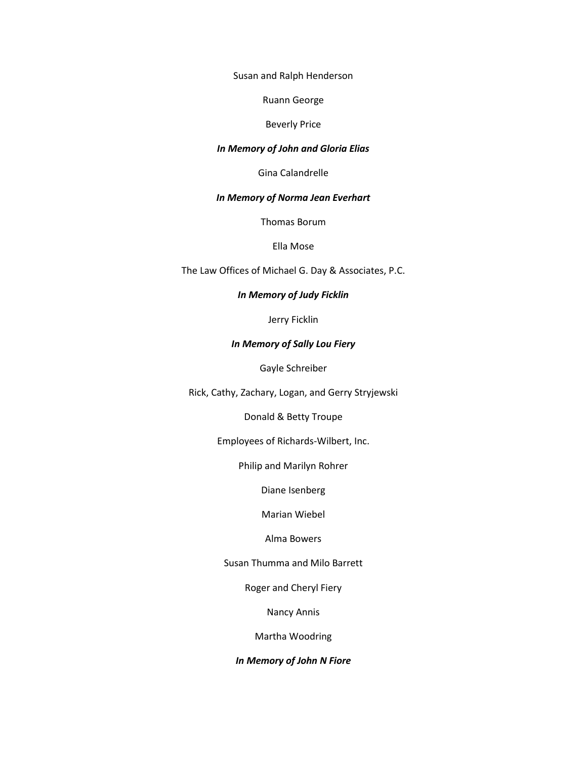Susan and Ralph Henderson

Ruann George

Beverly Price

***In Memory of John and Gloria Elias***

Gina Calandrelle

***In Memory of Norma Jean Everhart***

Thomas Borum

Ella Mose

The Law Offices of Michael G. Day & Associates, P.C.

***In Memory of Judy Ficklin***

Jerry Ficklin

***In Memory of Sally Lou Fiery***

Gayle Schreiber

Rick, Cathy, Zachary, Logan, and Gerry Stryjewski

Donald & Betty Troupe

Employees of Richards-Wilbert, Inc.

Philip and Marilyn Rohrer

Diane Isenberg

Marian Wiebel

Alma Bowers

Susan Thumma and Milo Barrett

Roger and Cheryl Fiery

Nancy Annis

Martha Woodring

***In Memory of John N Fiore***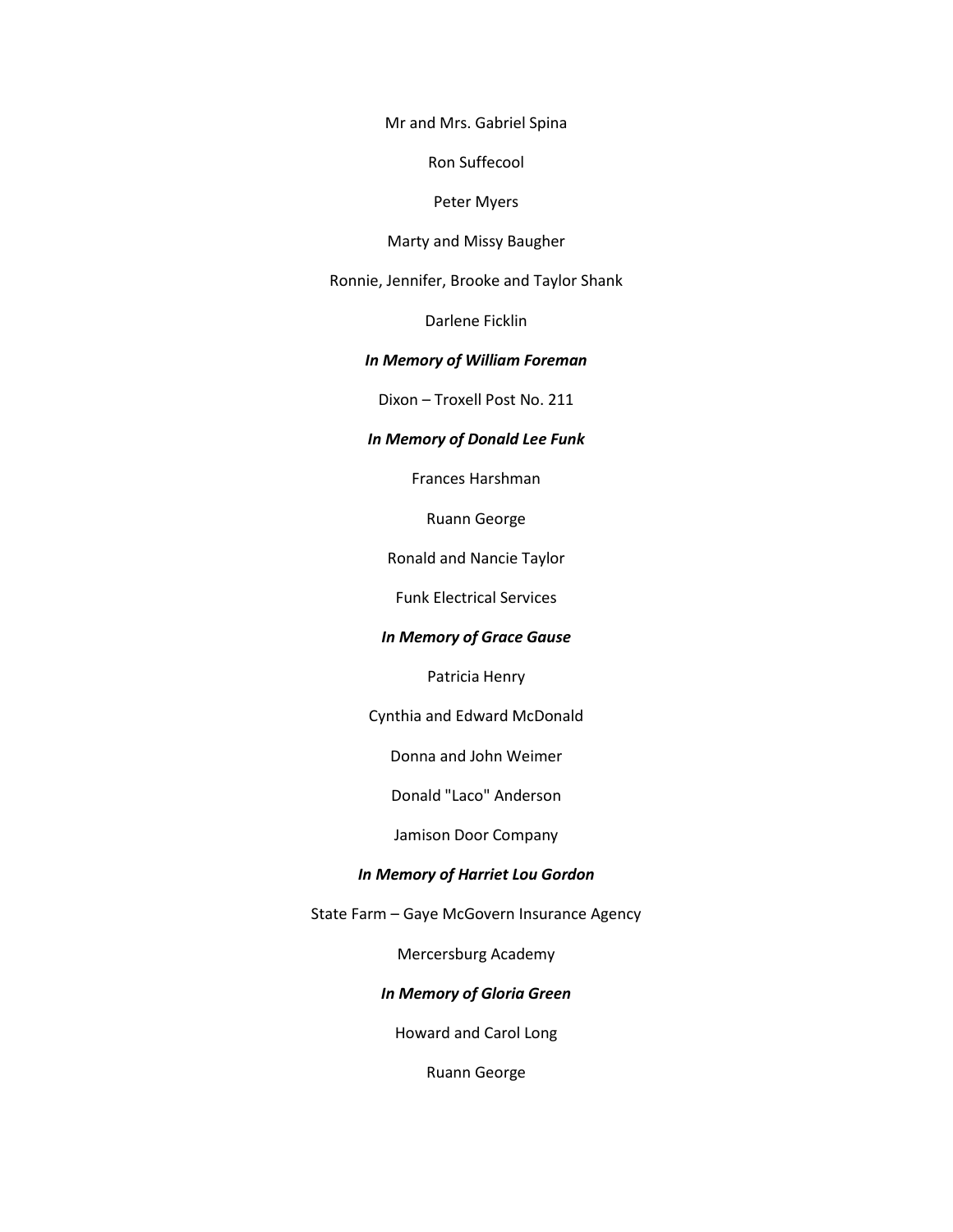Mr and Mrs. Gabriel Spina

Ron Suffecool

Peter Myers

Marty and Missy Baugher

Ronnie, Jennifer, Brooke and Taylor Shank

Darlene Ficklin

***In Memory of William Foreman***

Dixon – Troxell Post No. 211

***In Memory of Donald Lee Funk***

Frances Harshman

Ruann George

Ronald and Nancie Taylor

Funk Electrical Services

***In Memory of Grace Gause***

Patricia Henry

Cynthia and Edward McDonald

Donna and John Weimer

Donald "Laco" Anderson

Jamison Door Company

***In Memory of Harriet Lou Gordon***

State Farm – Gaye McGovern Insurance Agency

Mercersburg Academy

***In Memory of Gloria Green***

Howard and Carol Long

Ruann George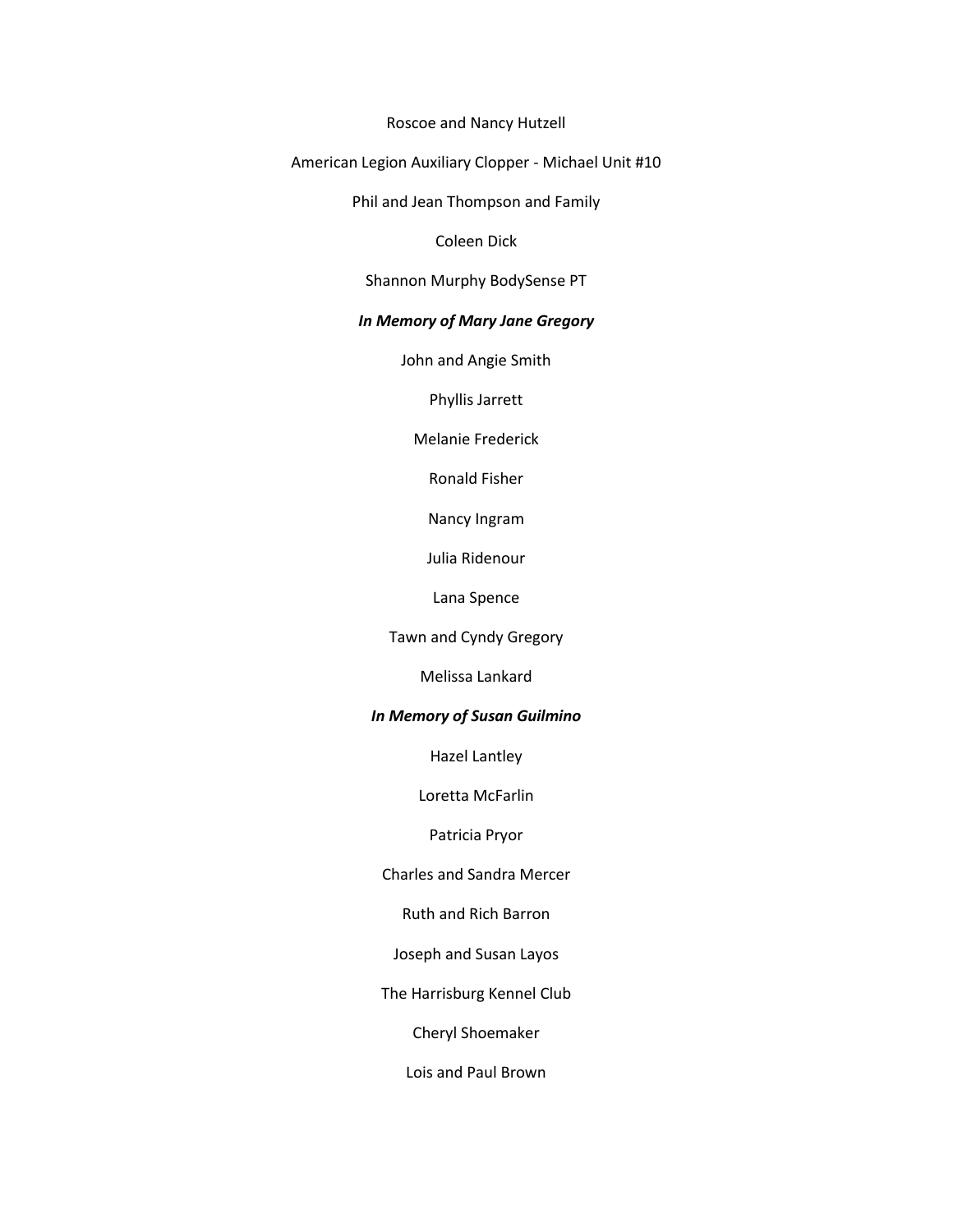Roscoe and Nancy Hutzell

American Legion Auxiliary Clopper - Michael Unit #10

Phil and Jean Thompson and Family

Coleen Dick

Shannon Murphy BodySense PT

***In Memory of Mary Jane Gregory***

John and Angie Smith

Phyllis Jarrett

Melanie Frederick

Ronald Fisher

Nancy Ingram

Julia Ridenour

Lana Spence

Tawn and Cyndy Gregory

Melissa Lankard

***In Memory of Susan Guilmino***

Hazel Lantley

Loretta McFarlin

Patricia Pryor

Charles and Sandra Mercer

Ruth and Rich Barron

Joseph and Susan Layos

The Harrisburg Kennel Club

Cheryl Shoemaker

Lois and Paul Brown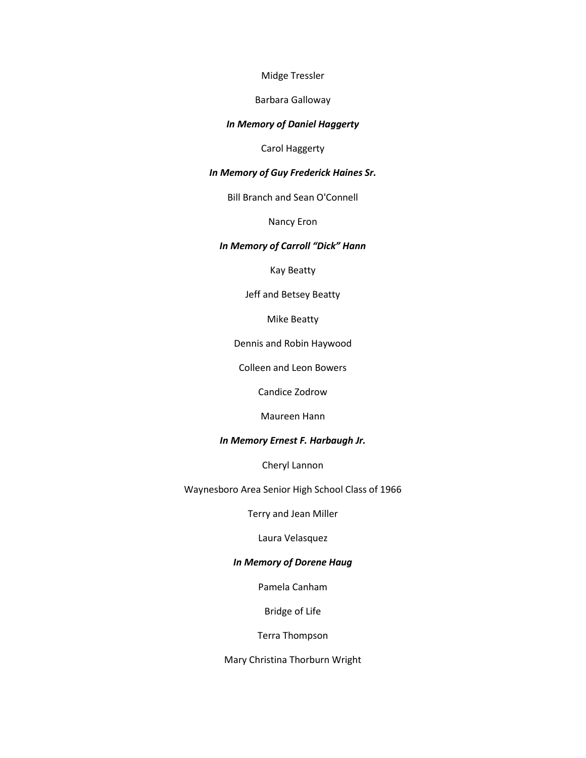Midge Tressler

Barbara Galloway

***In Memory of Daniel Haggerty***

Carol Haggerty

***In Memory of Guy Frederick Haines Sr.***

Bill Branch and Sean O'Connell

Nancy Eron

***In Memory of Carroll "Dick" Hann***

Kay Beatty

Jeff and Betsey Beatty

Mike Beatty

Dennis and Robin Haywood

Colleen and Leon Bowers

Candice Zodrow

Maureen Hann

***In Memory Ernest F. Harbaugh Jr.***

Cheryl Lannon

Waynesboro Area Senior High School Class of 1966

Terry and Jean Miller

Laura Velasquez

***In Memory of Dorene Haug***

Pamela Canham

Bridge of Life

Terra Thompson

Mary Christina Thorburn Wright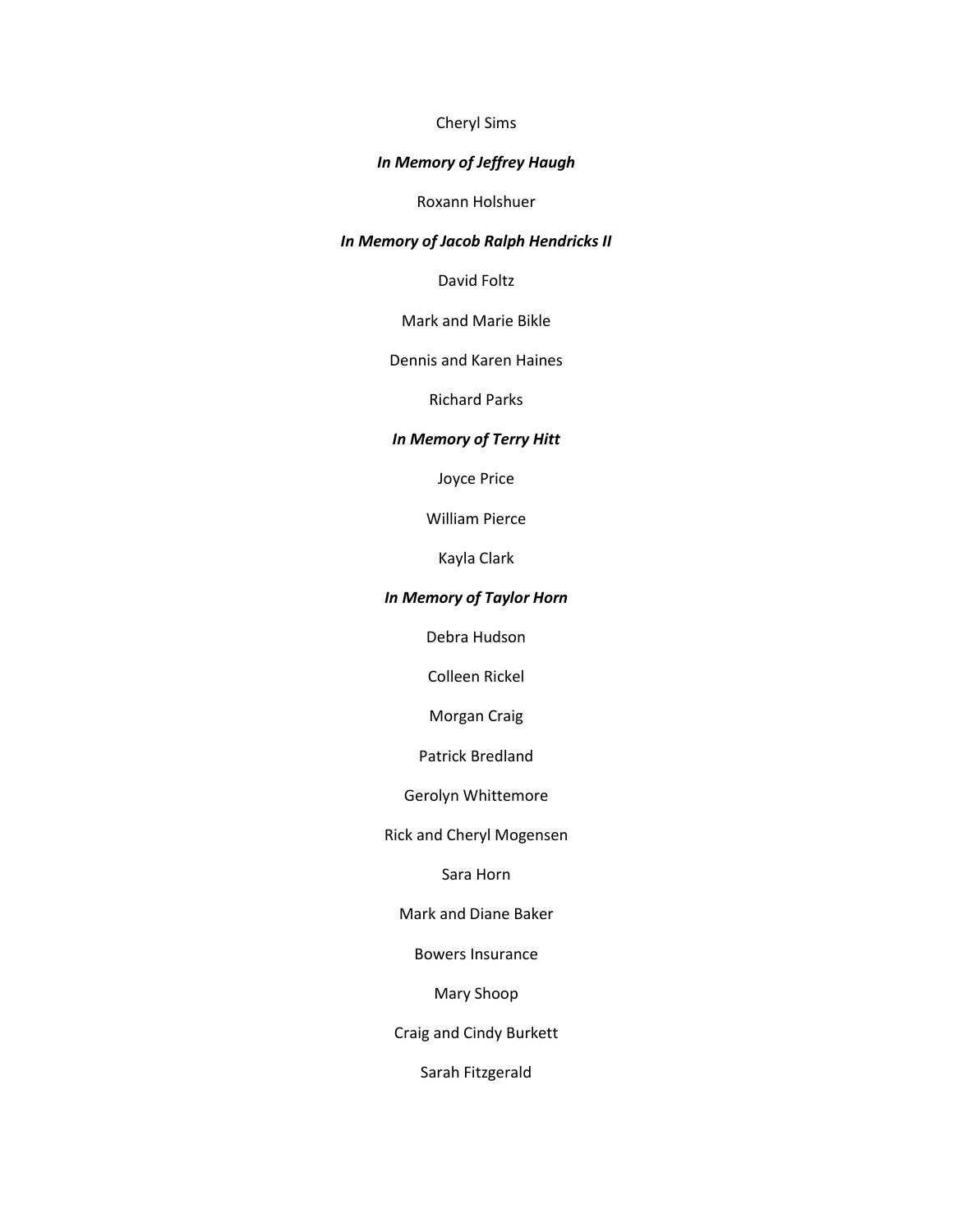Cheryl Sims

***In Memory of Jeffrey Haugh***

Roxann Holshuer

***In Memory of Jacob Ralph Hendricks II***

David Foltz

Mark and Marie Bikle

Dennis and Karen Haines

Richard Parks

***In Memory of Terry Hitt***

Joyce Price

William Pierce

Kayla Clark

***In Memory of Taylor Horn***

Debra Hudson

Colleen Rickel

Morgan Craig

Patrick Bredland

Gerolyn Whittemore

Rick and Cheryl Mogensen

Sara Horn

Mark and Diane Baker

Bowers Insurance

Mary Shoop

Craig and Cindy Burkett

Sarah Fitzgerald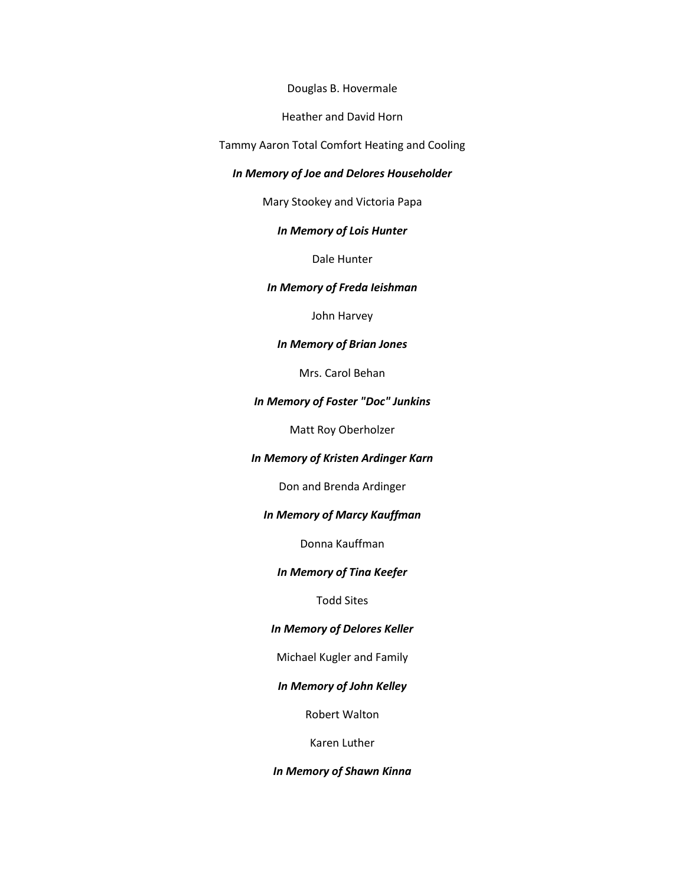Douglas B. Hovermale

Heather and David Horn

Tammy Aaron Total Comfort Heating and Cooling

***In Memory of Joe and Delores Householder***

Mary Stookey and Victoria Papa

***In Memory of Lois Hunter***

Dale Hunter

***In Memory of Freda Ieishman***

John Harvey

***In Memory of Brian Jones***

Mrs. Carol Behan

***In Memory of Foster "Doc" Junkins***

Matt Roy Oberholzer

***In Memory of Kristen Ardinger Karn***

Don and Brenda Ardinger

***In Memory of Marcy Kauffman***

Donna Kauffman

***In Memory of Tina Keefer***

Todd Sites

***In Memory of Delores Keller***

Michael Kugler and Family

***In Memory of John Kelley***

Robert Walton

Karen Luther

***In Memory of Shawn Kinna***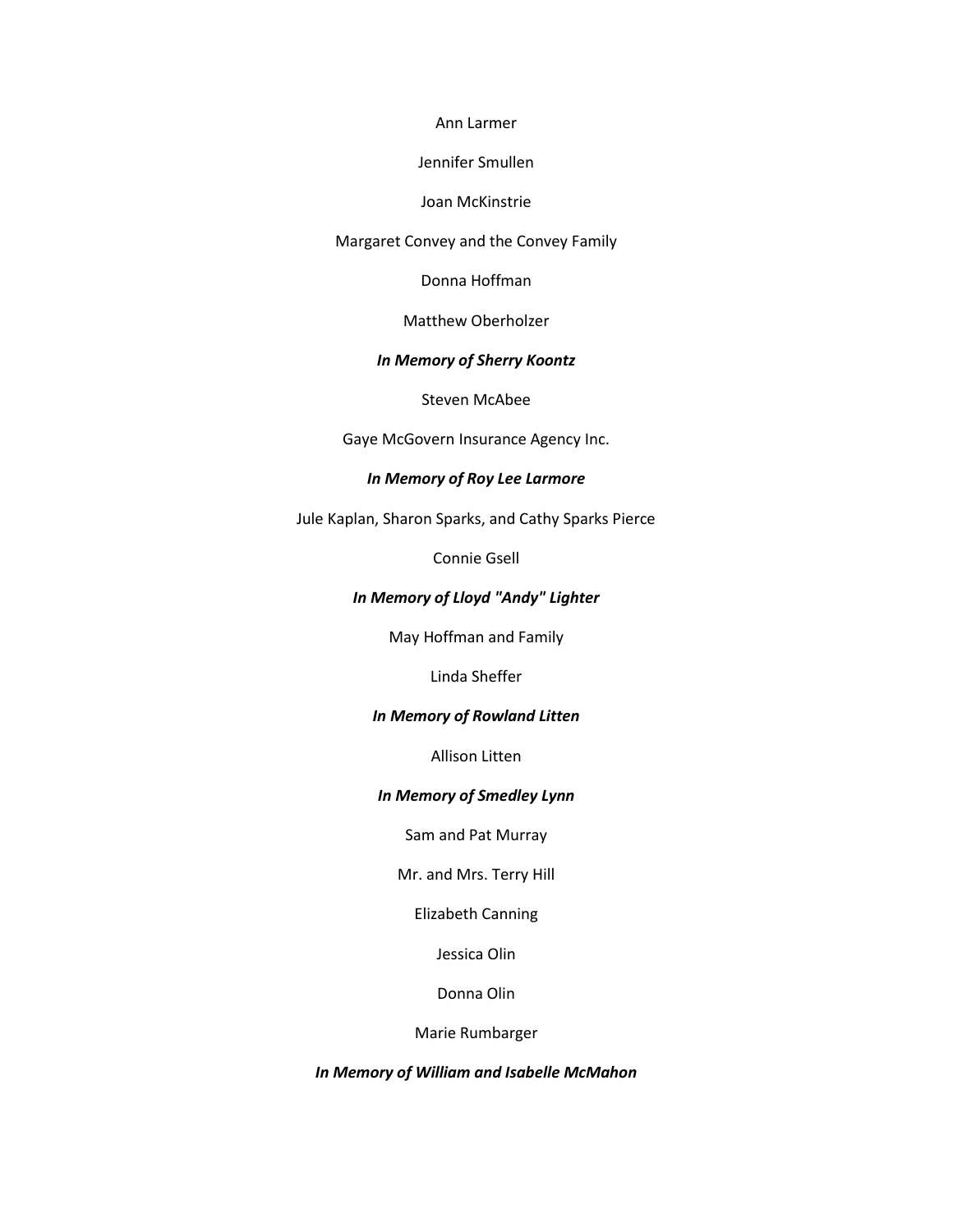Ann Larmer

Jennifer Smullen

Joan McKinstrie

Margaret Convey and the Convey Family

Donna Hoffman

Matthew Oberholzer

***In Memory of Sherry Koontz***

Steven McAbee

Gaye McGovern Insurance Agency Inc.

***In Memory of Roy Lee Larmore***

Jule Kaplan, Sharon Sparks, and Cathy Sparks Pierce

Connie Gsell

***In Memory of Lloyd "Andy" Lighter***

May Hoffman and Family

Linda Sheffer

***In Memory of Rowland Litten***

Allison Litten

***In Memory of Smedley Lynn***

Sam and Pat Murray

Mr. and Mrs. Terry Hill

Elizabeth Canning

Jessica Olin

Donna Olin

Marie Rumbarger

***In Memory of William and Isabelle McMahon***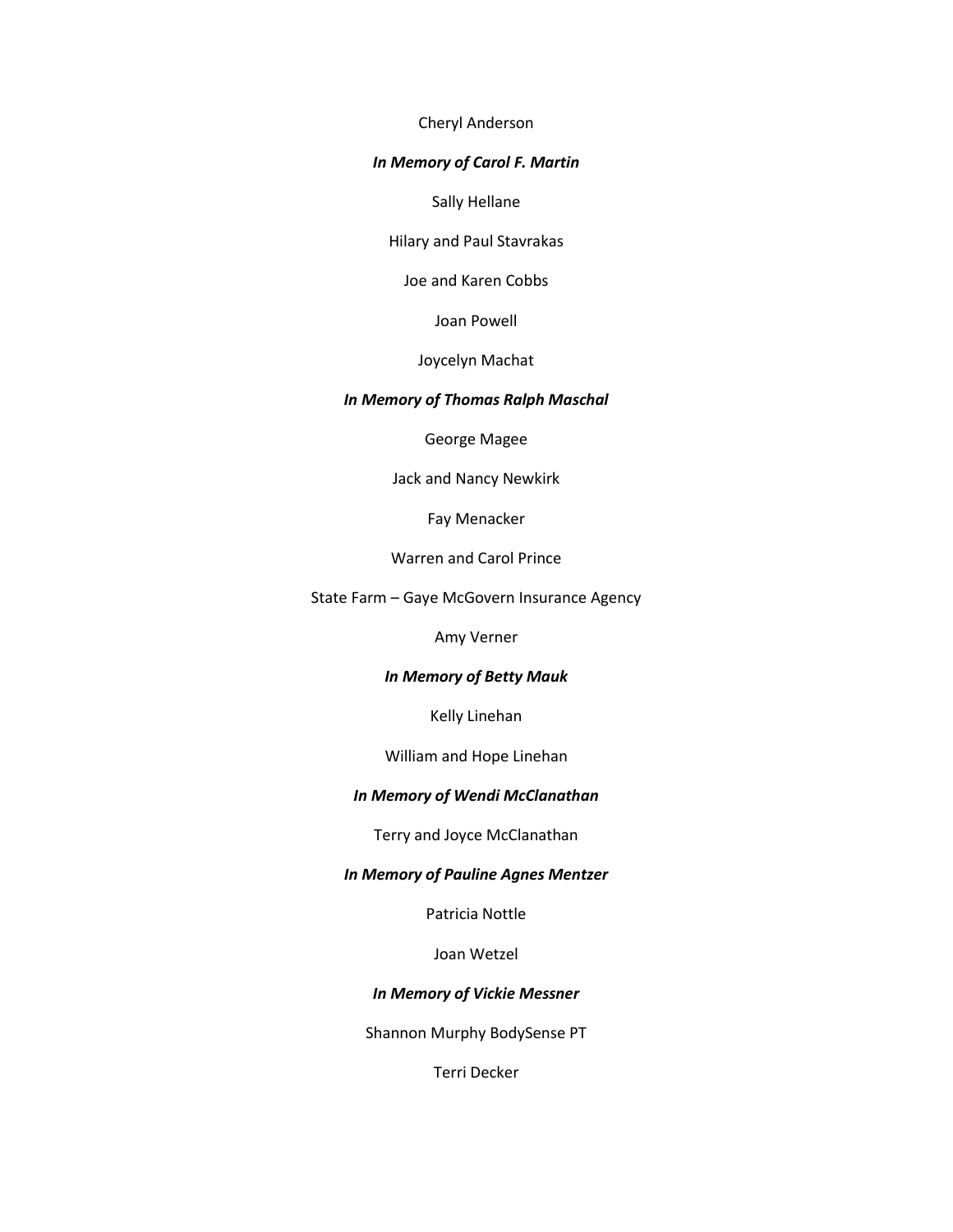Cheryl Anderson

***In Memory of Carol F. Martin***

Sally Hellane

Hilary and Paul Stavrakas

Joe and Karen Cobbs

Joan Powell

Joycelyn Machat

***In Memory of Thomas Ralph Maschal***

George Magee

Jack and Nancy Newkirk

Fay Menacker

Warren and Carol Prince

State Farm – Gaye McGovern Insurance Agency

Amy Verner

***In Memory of Betty Mauk***

Kelly Linehan

William and Hope Linehan

***In Memory of Wendi McClanathan***

Terry and Joyce McClanathan

***In Memory of Pauline Agnes Mentzer***

Patricia Nottle

Joan Wetzel

***In Memory of Vickie Messner***

Shannon Murphy BodySense PT

Terri Decker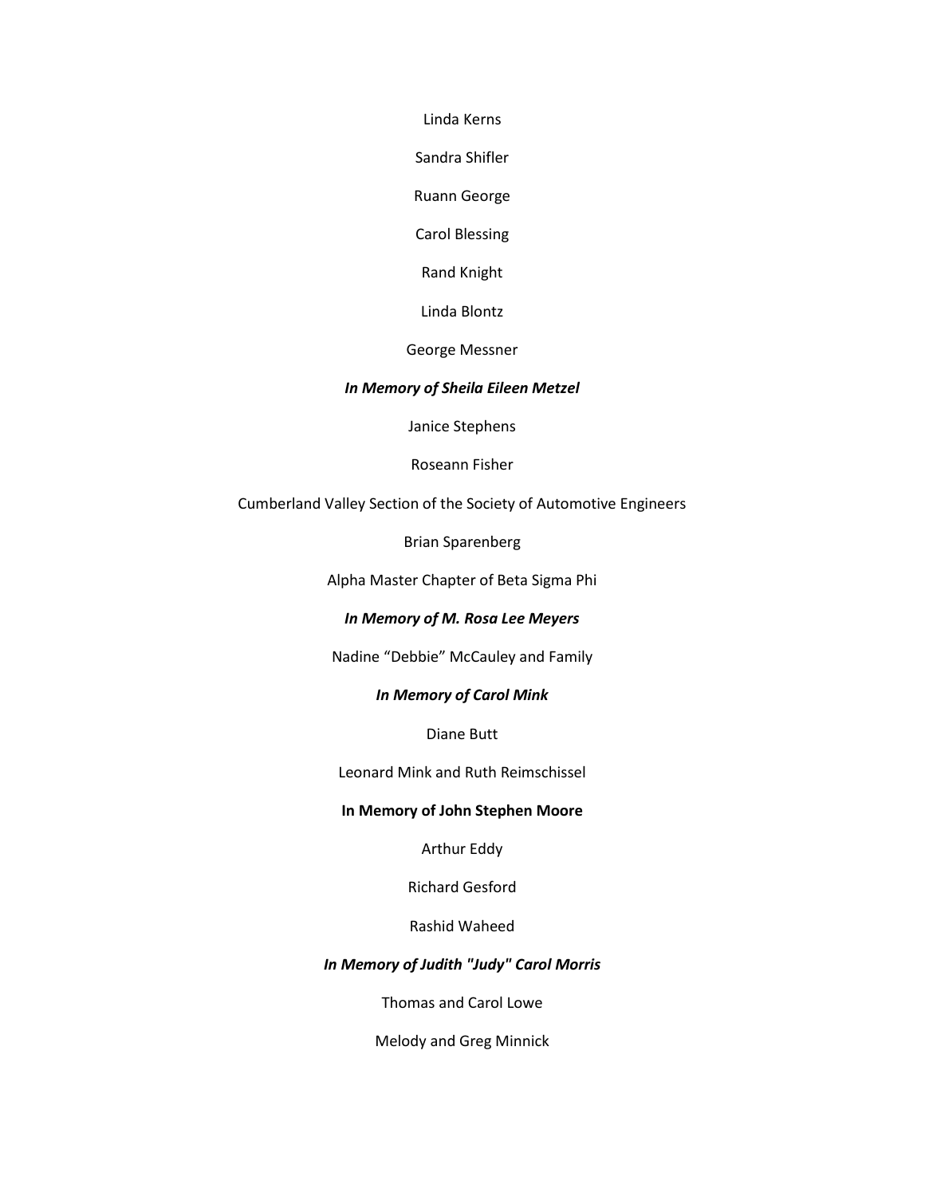Linda Kerns

Sandra Shifler

Ruann George

Carol Blessing

Rand Knight

Linda Blontz

George Messner

***In Memory of Sheila Eileen Metzel***

Janice Stephens

Roseann Fisher

Cumberland Valley Section of the Society of Automotive Engineers

Brian Sparenberg

Alpha Master Chapter of Beta Sigma Phi

***In Memory of M. Rosa Lee Meyers***

Nadine “Debbie” McCauley and Family

***In Memory of Carol Mink***

Diane Butt

Leonard Mink and Ruth Reimschissel

**In Memory of John Stephen Moore**

Arthur Eddy

Richard Gesford

Rashid Waheed

***In Memory of Judith "Judy" Carol Morris***

Thomas and Carol Lowe

Melody and Greg Minnick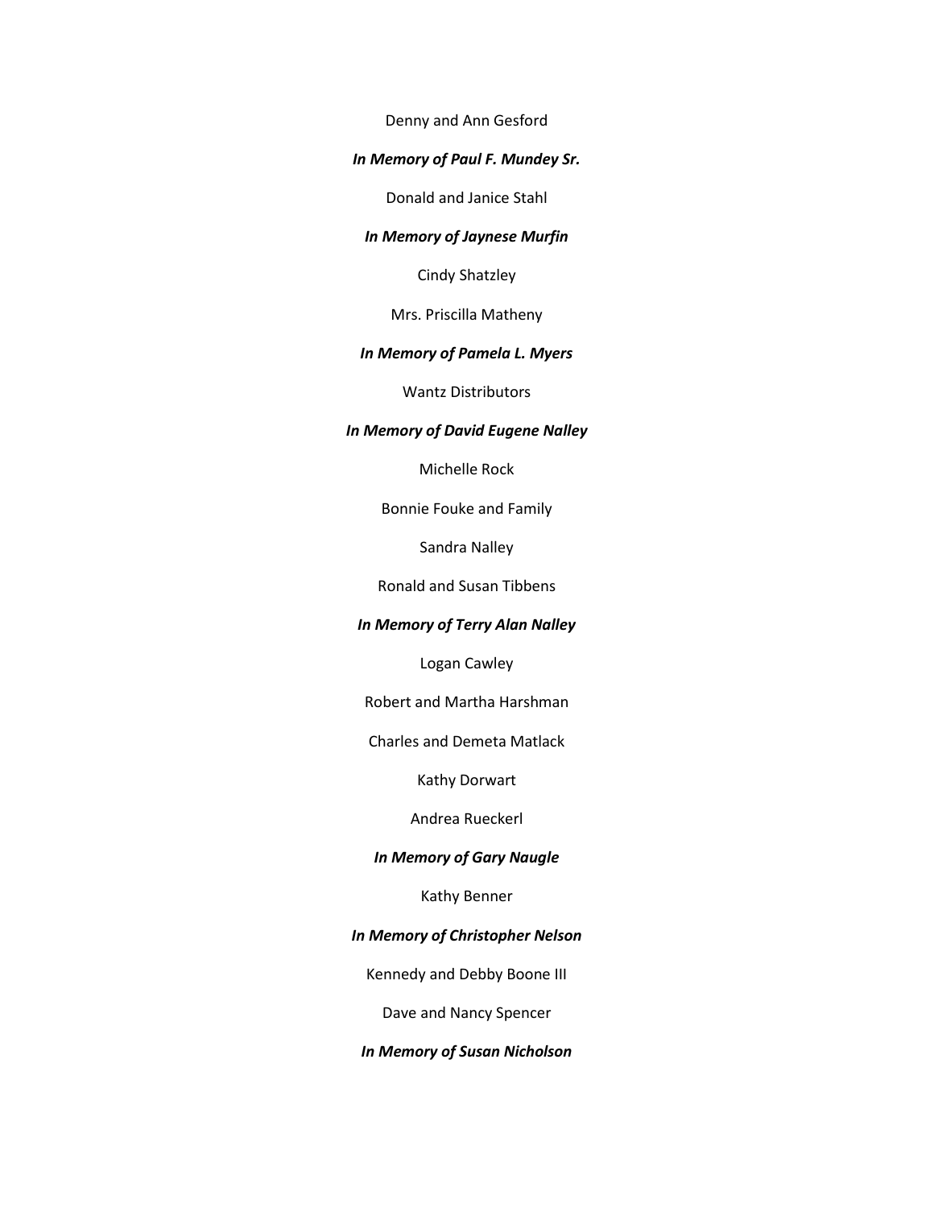Denny and Ann Gesford

***In Memory of Paul F. Mundey Sr.***

Donald and Janice Stahl

***In Memory of Jaynese Murfin***

Cindy Shatzley

Mrs. Priscilla Matheny

***In Memory of Pamela L. Myers***

Wantz Distributors

***In Memory of David Eugene Nalley***

Michelle Rock

Bonnie Fouke and Family

Sandra Nalley

Ronald and Susan Tibbens

***In Memory of Terry Alan Nalley***

Logan Cawley

Robert and Martha Harshman

Charles and Demeta Matlack

Kathy Dorwart

Andrea Rueckerl

***In Memory of Gary Naugle***

Kathy Benner

***In Memory of Christopher Nelson***

Kennedy and Debby Boone III

Dave and Nancy Spencer

***In Memory of Susan Nicholson***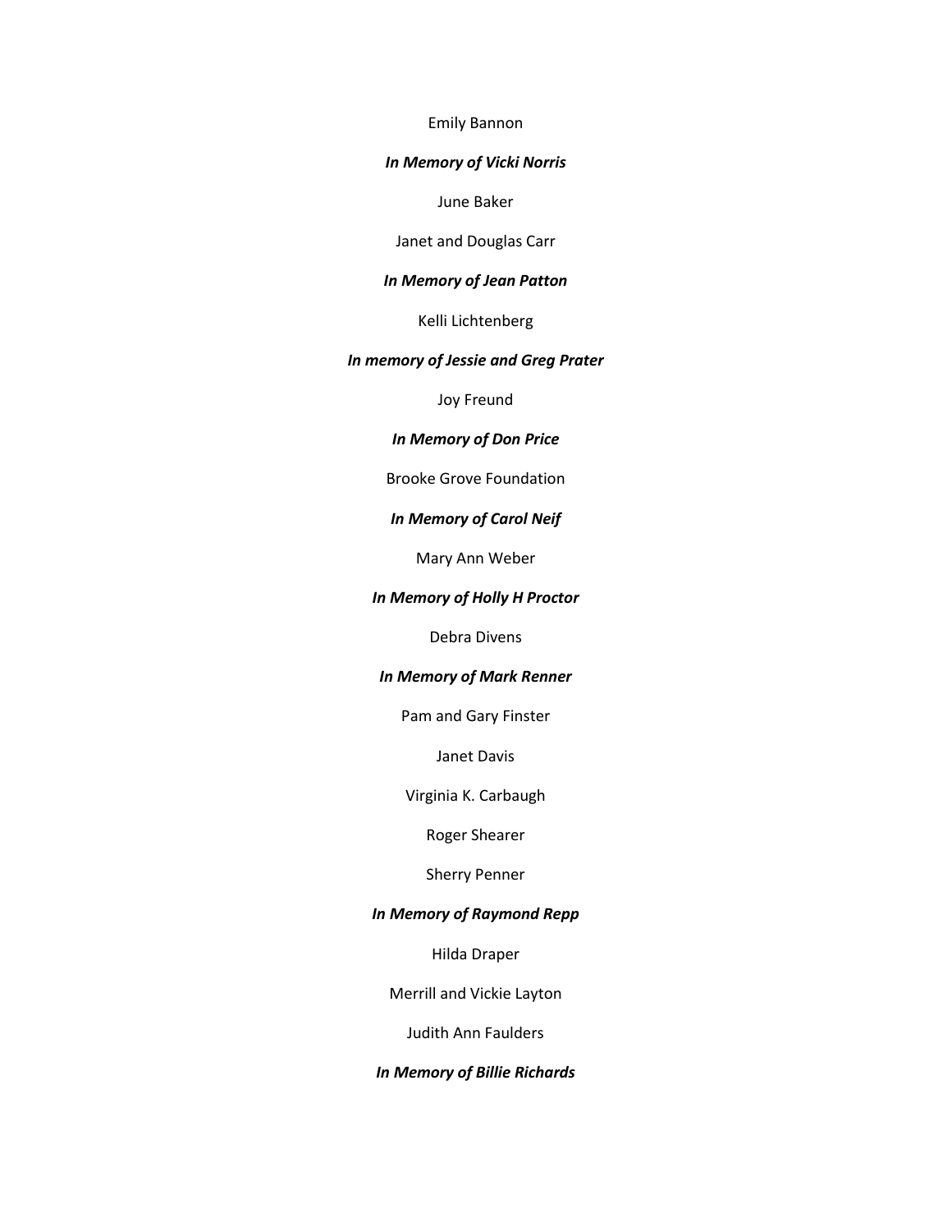Emily Bannon

***In Memory of Vicki Norris***

June Baker

Janet and Douglas Carr

***In Memory of Jean Patton***

Kelli Lichtenberg

***In memory of Jessie and Greg Prater***

Joy Freund

***In Memory of Don Price***

Brooke Grove Foundation

***In Memory of Carol Neif***

Mary Ann Weber

***In Memory of Holly H Proctor***

Debra Divens

***In Memory of Mark Renner***

Pam and Gary Finster

Janet Davis

Virginia K. Carbaugh

Roger Shearer

Sherry Penner

***In Memory of Raymond Repp***

Hilda Draper

Merrill and Vickie Layton

Judith Ann Faulders

***In Memory of Billie Richards***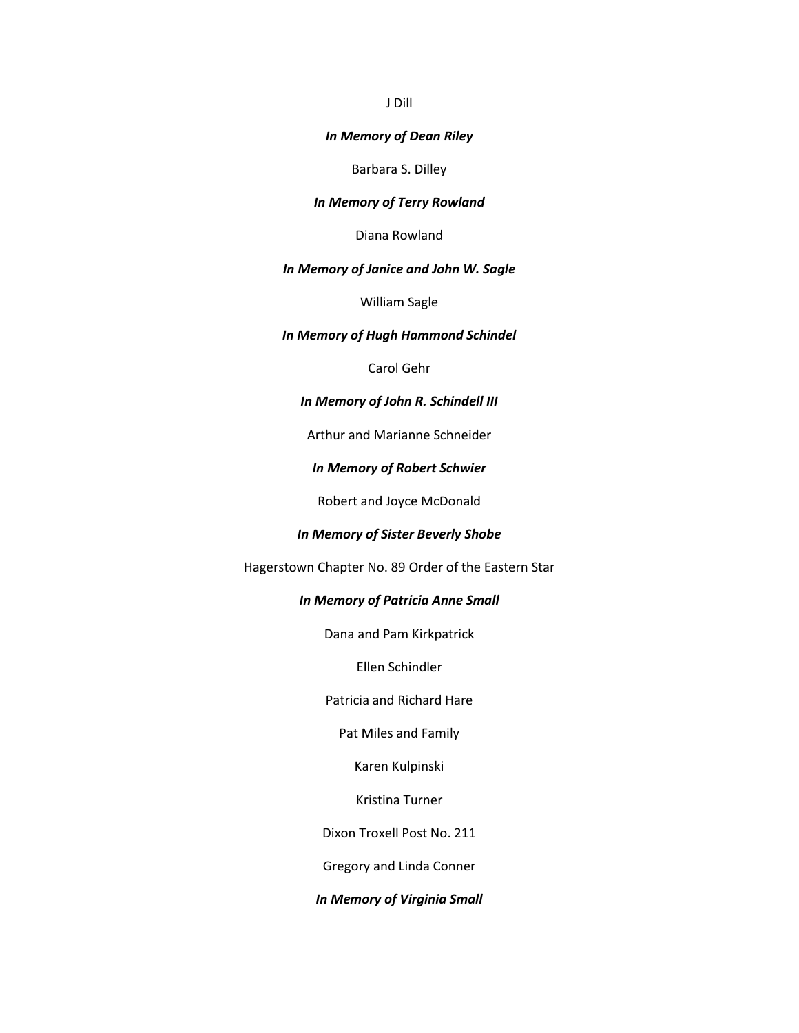J Dill

***In Memory of Dean Riley***

Barbara S. Dilley

***In Memory of Terry Rowland***

Diana Rowland

***In Memory of Janice and John W. Sagle***

William Sagle

***In Memory of Hugh Hammond Schindel***

Carol Gehr

***In Memory of John R. Schindell III***

Arthur and Marianne Schneider

***In Memory of Robert Schwier***

Robert and Joyce McDonald

***In Memory of Sister Beverly Shobe***

Hagerstown Chapter No. 89 Order of the Eastern Star

***In Memory of Patricia Anne Small***

Dana and Pam Kirkpatrick

Ellen Schindler

Patricia and Richard Hare

Pat Miles and Family

Karen Kulpinski

Kristina Turner

Dixon Troxell Post No. 211

Gregory and Linda Conner

***In Memory of Virginia Small***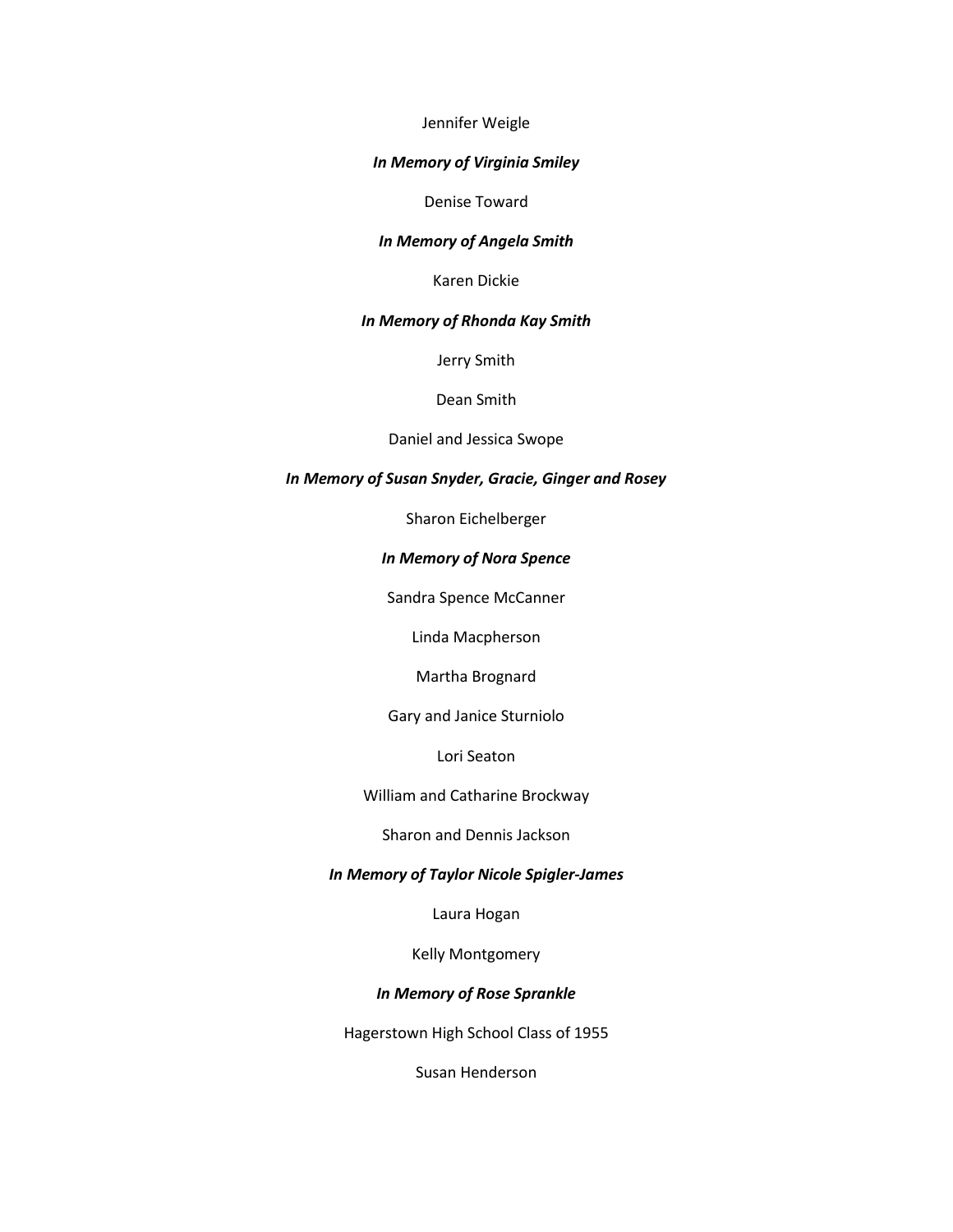Jennifer Weigle

***In Memory of Virginia Smiley***

Denise Toward

***In Memory of Angela Smith***

Karen Dickie

***In Memory of Rhonda Kay Smith***

Jerry Smith

Dean Smith

Daniel and Jessica Swope

***In Memory of Susan Snyder, Gracie, Ginger and Rosey***

Sharon Eichelberger

***In Memory of Nora Spence***

Sandra Spence McCanner

Linda Macpherson

Martha Brognard

Gary and Janice Sturniolo

Lori Seaton

William and Catharine Brockway

Sharon and Dennis Jackson

***In Memory of Taylor Nicole Spigler-James***

Laura Hogan

Kelly Montgomery

***In Memory of Rose Sprankle***

Hagerstown High School Class of 1955

Susan Henderson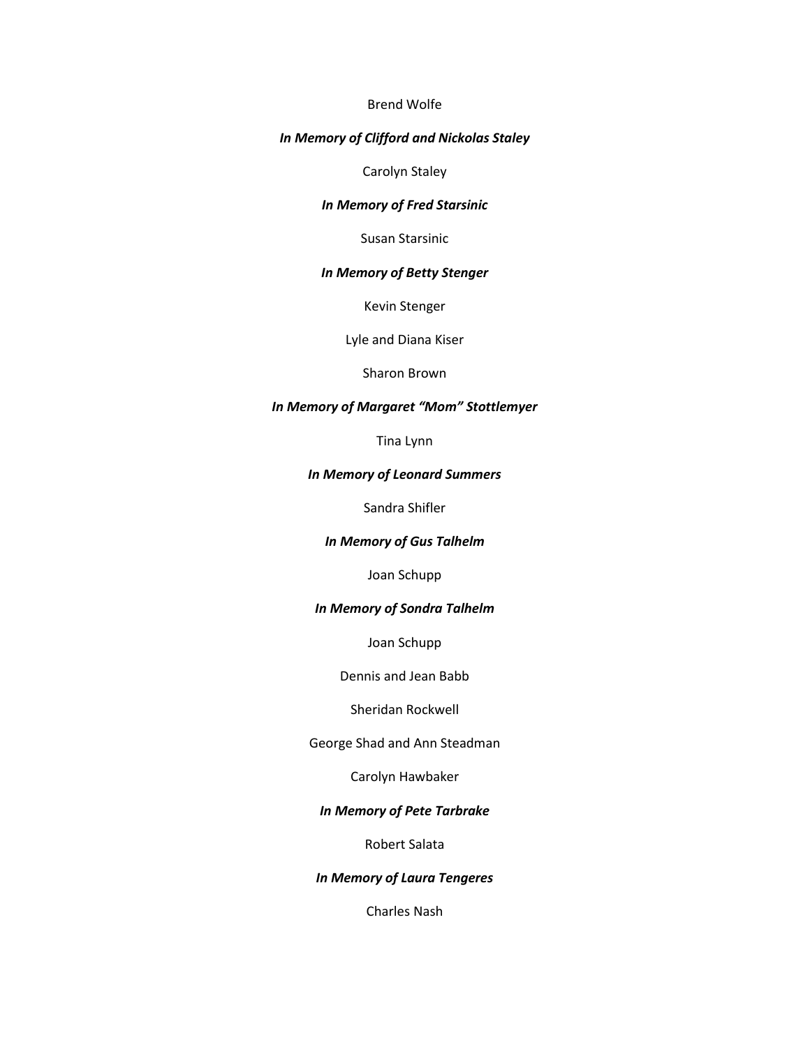Brend Wolfe

***In Memory of Clifford and Nickolas Staley***

Carolyn Staley

***In Memory of Fred Starsinic***

Susan Starsinic

***In Memory of Betty Stenger***

Kevin Stenger

Lyle and Diana Kiser

Sharon Brown

***In Memory of Margaret "Mom" Stottlemyer***

Tina Lynn

***In Memory of Leonard Summers***

Sandra Shifler

***In Memory of Gus Talhelm***

Joan Schupp

***In Memory of Sondra Talhelm***

Joan Schupp

Dennis and Jean Babb

Sheridan Rockwell

George Shad and Ann Steadman

Carolyn Hawbaker

***In Memory of Pete Tarbrake***

Robert Salata

***In Memory of Laura Tengeres***

Charles Nash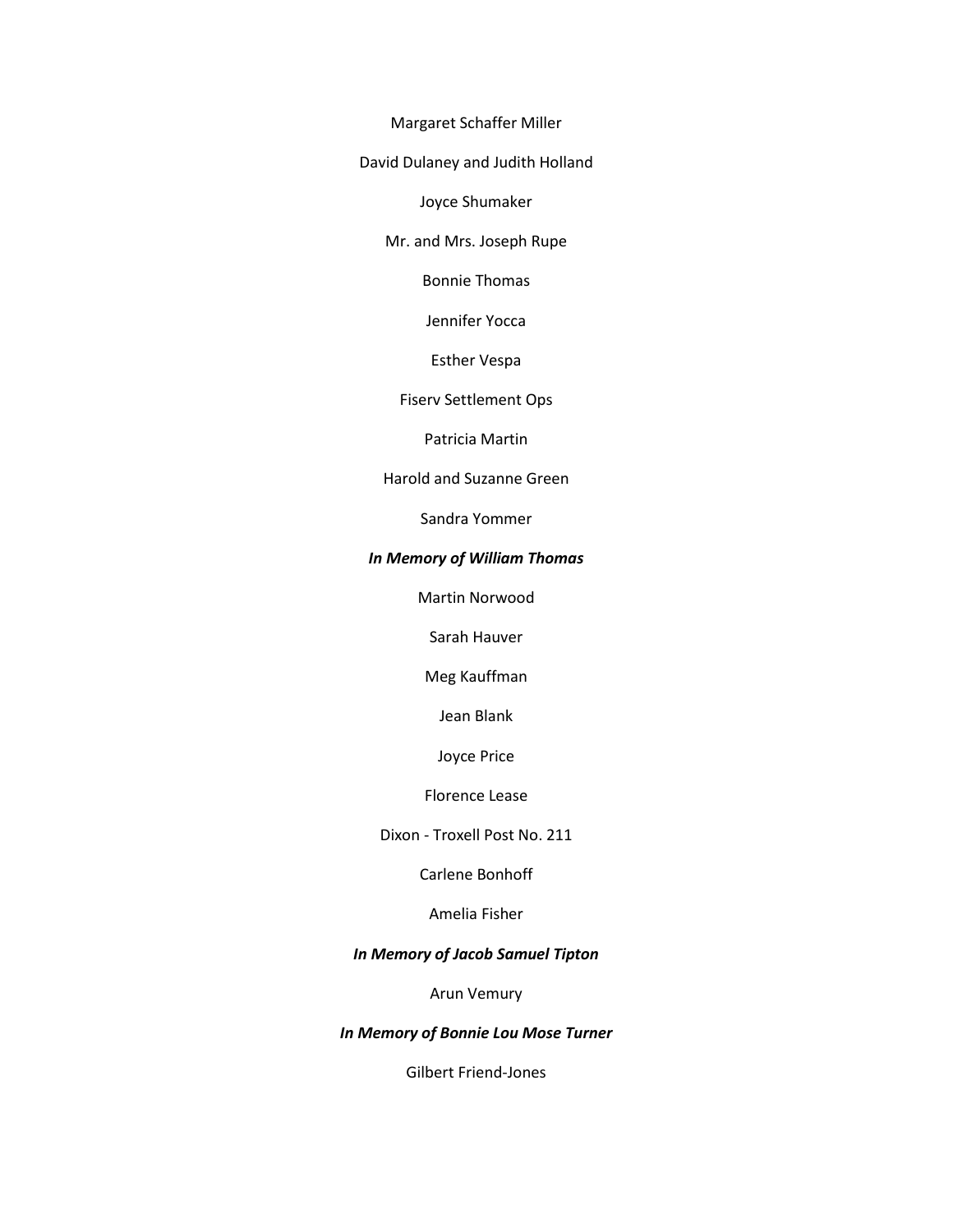Margaret Schaffer Miller

David Dulaney and Judith Holland

Joyce Shumaker

Mr. and Mrs. Joseph Rupe

Bonnie Thomas

Jennifer Yocca

Esther Vespa

Fiserv Settlement Ops

Patricia Martin

Harold and Suzanne Green

Sandra Yommer

***In Memory of William Thomas***

Martin Norwood

Sarah Hauver

Meg Kauffman

Jean Blank

Joyce Price

Florence Lease

Dixon - Troxell Post No. 211

Carlene Bonhoff

Amelia Fisher

***In Memory of Jacob Samuel Tipton***

Arun Vemury

***In Memory of Bonnie Lou Mose Turner***

Gilbert Friend-Jones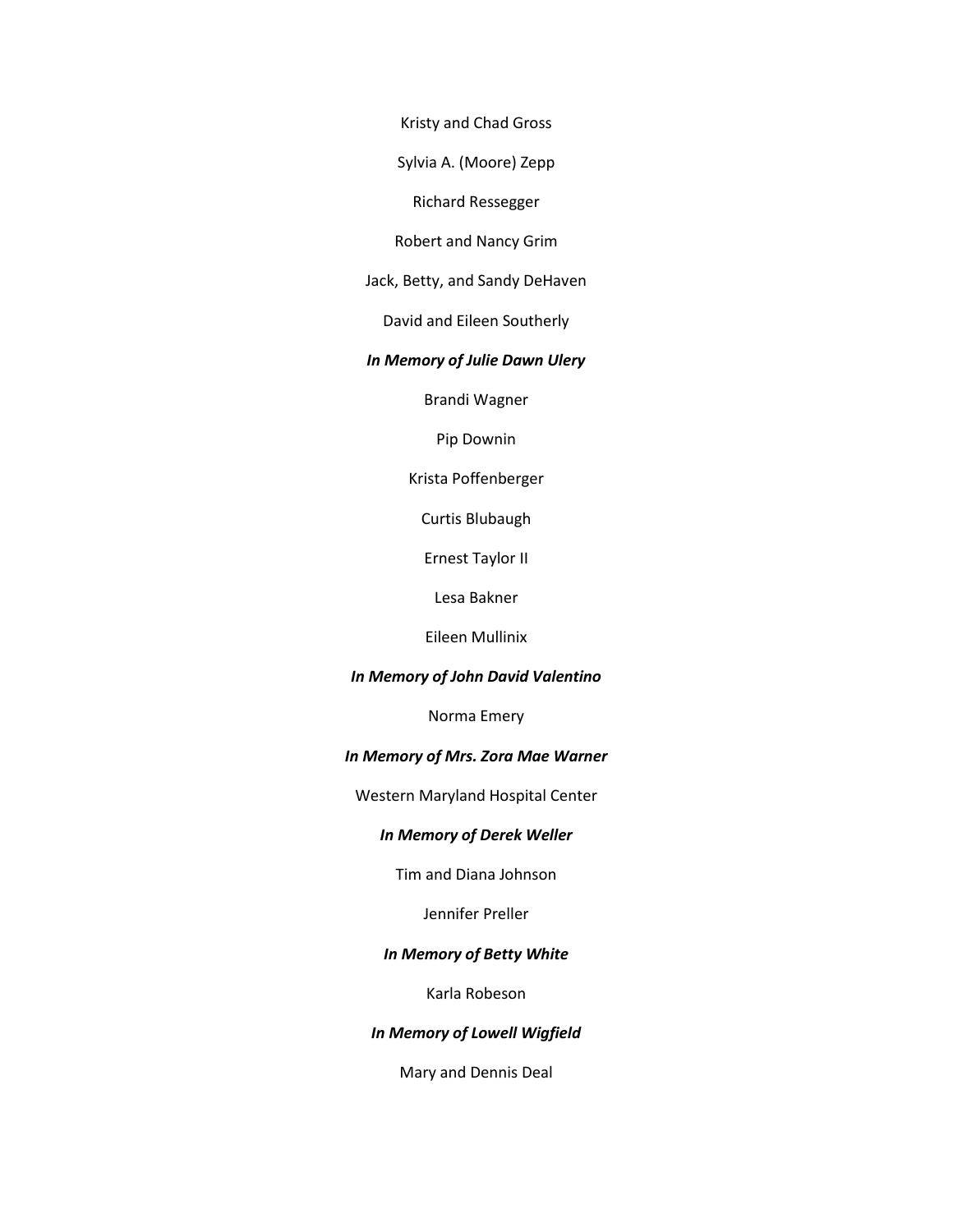Kristy and Chad Gross

Sylvia A. (Moore) Zepp

Richard Ressegger

Robert and Nancy Grim

Jack, Betty, and Sandy DeHaven

David and Eileen Southerly

***In Memory of Julie Dawn Ulery***

Brandi Wagner

Pip Downin

Krista Poffenberger

Curtis Blubaugh

Ernest Taylor II

Lesa Bakner

Eileen Mullinix

***In Memory of John David Valentino***

Norma Emery

***In Memory of Mrs. Zora Mae Warner***

Western Maryland Hospital Center

***In Memory of Derek Weller***

Tim and Diana Johnson

Jennifer Preller

***In Memory of Betty White***

Karla Robeson

***In Memory of Lowell Wigfield***

Mary and Dennis Deal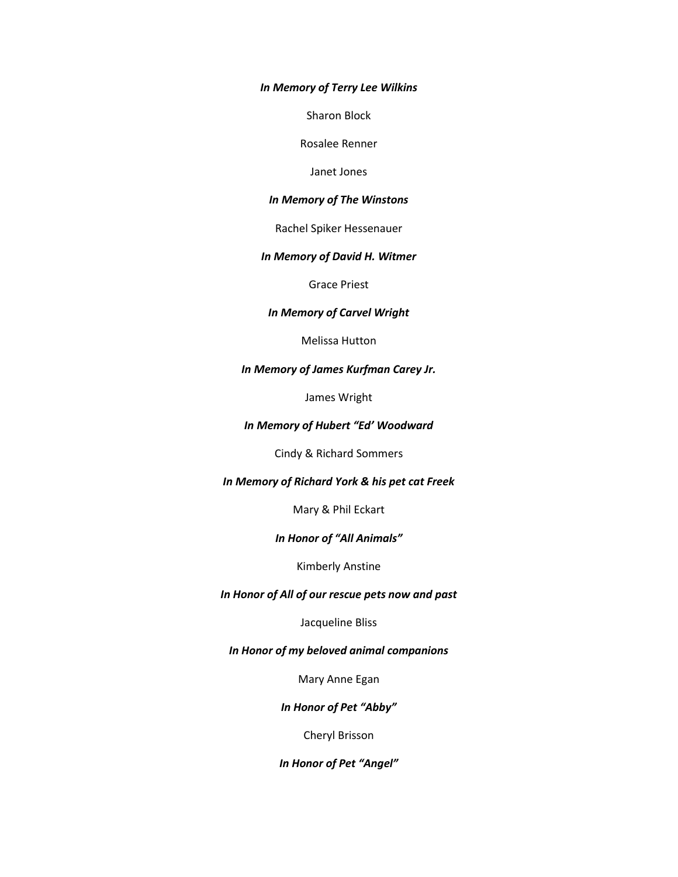***In Memory of Terry Lee Wilkins***

Sharon Block

Rosalee Renner

Janet Jones

***In Memory of The Winstons***

Rachel Spiker Hessenauer

***In Memory of David H. Witmer***

Grace Priest

***In Memory of Carvel Wright***

Melissa Hutton

***In Memory of James Kurfman Carey Jr.***

James Wright

***In Memory of Hubert "Ed' Woodward***

Cindy & Richard Sommers

***In Memory of Richard York & his pet cat Freek***

Mary & Phil Eckart

***In Honor of "All Animals"***

Kimberly Anstine

***In Honor of All of our rescue pets now and past***

Jacqueline Bliss

***In Honor of my beloved animal companions***

Mary Anne Egan

***In Honor of Pet "Abby"***

Cheryl Brisson

***In Honor of Pet "Angel"***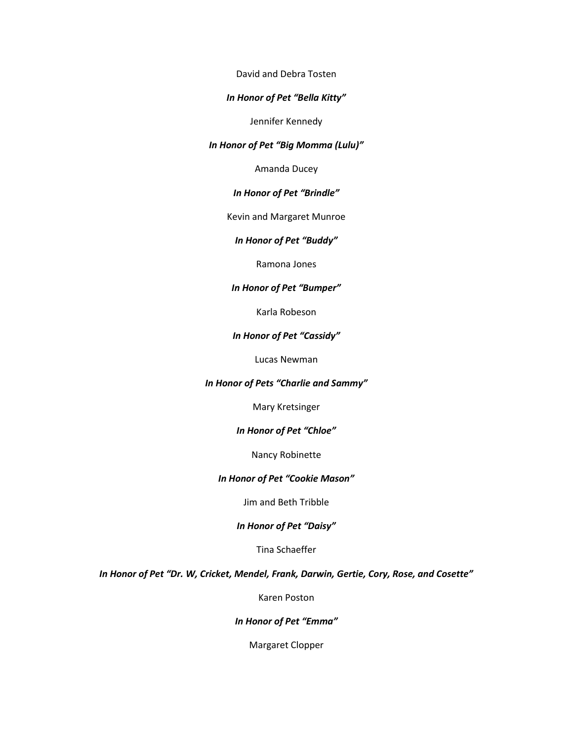David and Debra Tosten

***In Honor of Pet "Bella Kitty"***

Jennifer Kennedy

***In Honor of Pet "Big Momma (Lulu)"***

Amanda Ducey

***In Honor of Pet "Brindle"***

Kevin and Margaret Munroe

***In Honor of Pet "Buddy"***

Ramona Jones

***In Honor of Pet "Bumper"***

Karla Robeson

***In Honor of Pet "Cassidy"***

Lucas Newman

***In Honor of Pets "Charlie and Sammy"***

Mary Kretsinger

***In Honor of Pet "Chloe"***

Nancy Robinette

***In Honor of Pet "Cookie Mason"***

Jim and Beth Tribble

***In Honor of Pet "Daisy"***

Tina Schaeffer

***In Honor of Pet "Dr. W, Cricket, Mendel, Frank, Darwin, Gertie, Cory, Rose, and Cosette"***

Karen Poston

***In Honor of Pet "Emma"***

Margaret Clopper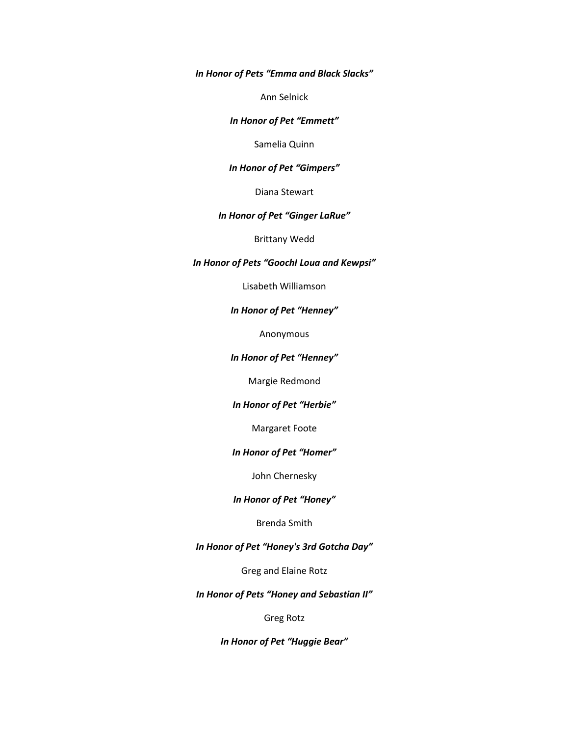***In Honor of Pets “Emma and Black Slacks”***

Ann Selnick

***In Honor of Pet “Emmett”***

Samelia Quinn

***In Honor of Pet “Gimpers”***

Diana Stewart

***In Honor of Pet “Ginger LaRue”***

Brittany Wedd

***In Honor of Pets “GoochI Loua and Kewpsi”***

Lisabeth Williamson

***In Honor of Pet “Henney”***

Anonymous

***In Honor of Pet “Henney”***

Margie Redmond

***In Honor of Pet “Herbie”***

Margaret Foote

***In Honor of Pet “Homer”***

John Chernesky

***In Honor of Pet “Honey”***

Brenda Smith

***In Honor of Pet “Honey's 3rd Gotcha Day”***

Greg and Elaine Rotz

***In Honor of Pets “Honey and Sebastian II”***

Greg Rotz

***In Honor of Pet “Huggie Bear”***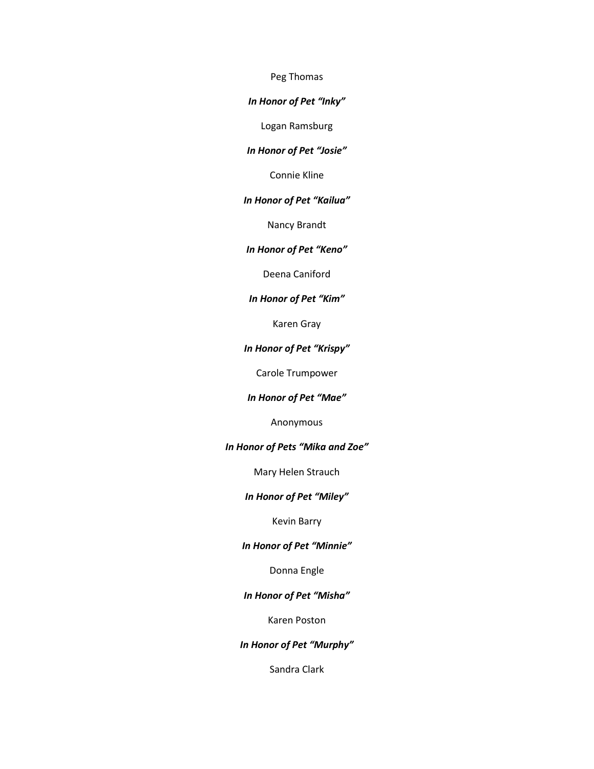Peg Thomas

***In Honor of Pet "Inky"***

Logan Ramsburg

***In Honor of Pet "Josie"***

Connie Kline

***In Honor of Pet "Kailua"***

Nancy Brandt

***In Honor of Pet "Keno"***

Deena Caniford

***In Honor of Pet "Kim"***

Karen Gray

***In Honor of Pet "Krispy"***

Carole Trumpower

***In Honor of Pet "Mae"***

Anonymous

***In Honor of Pets "Mika and Zoe"***

Mary Helen Strauch

***In Honor of Pet "Miley"***

Kevin Barry

***In Honor of Pet "Minnie"***

Donna Engle

***In Honor of Pet "Misha"***

Karen Poston

***In Honor of Pet "Murphy"***

Sandra Clark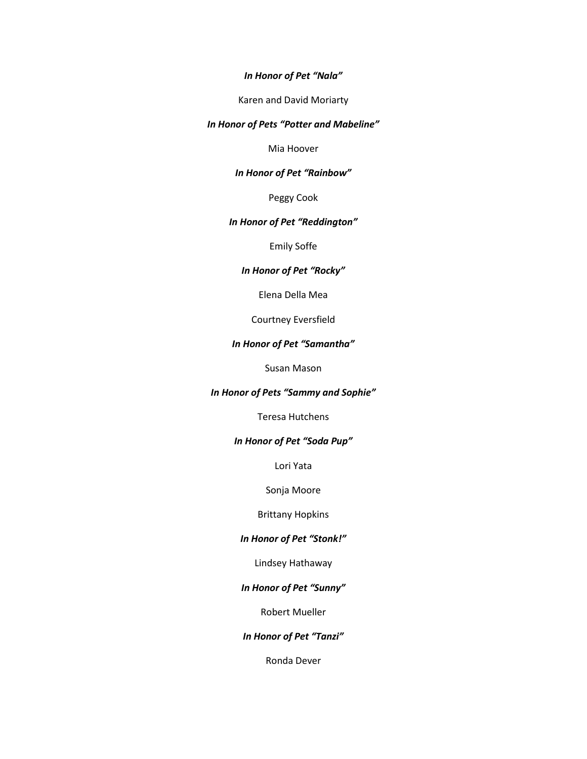***In Honor of Pet "Nala"***

Karen and David Moriarty

***In Honor of Pets "Potter and Mabeline"***

Mia Hoover

***In Honor of Pet "Rainbow"***

Peggy Cook

***In Honor of Pet "Reddington"***

Emily Soffe

***In Honor of Pet "Rocky"***

Elena Della Mea

Courtney Eversfield

***In Honor of Pet "Samantha"***

Susan Mason

***In Honor of Pets "Sammy and Sophie"***

Teresa Hutchens

***In Honor of Pet "Soda Pup"***

Lori Yata

Sonja Moore

Brittany Hopkins

***In Honor of Pet "Stonk!"***

Lindsey Hathaway

***In Honor of Pet "Sunny"***

Robert Mueller

***In Honor of Pet "Tanzi"***

Ronda Dever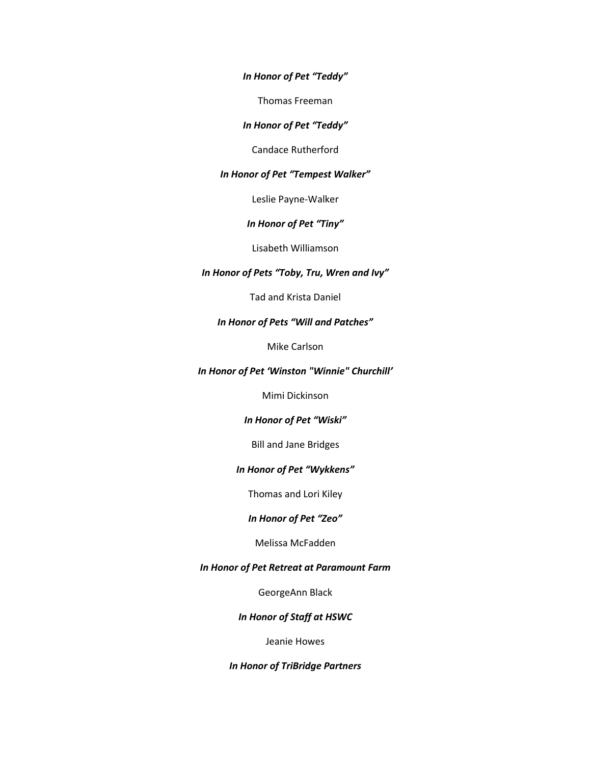***In Honor of Pet "Teddy"***

Thomas Freeman

***In Honor of Pet "Teddy"***

Candace Rutherford

***In Honor of Pet "Tempest Walker"***

Leslie Payne-Walker

***In Honor of Pet "Tiny"***

Lisabeth Williamson

***In Honor of Pets "Toby, Tru, Wren and Ivy"***

Tad and Krista Daniel

***In Honor of Pets "Will and Patches"***

Mike Carlson

***In Honor of Pet 'Winston "Winnie" Churchill'***

Mimi Dickinson

***In Honor of Pet "Wiski"***

Bill and Jane Bridges

***In Honor of Pet "Wykkens"***

Thomas and Lori Kiley

***In Honor of Pet "Zeo"***

Melissa McFadden

***In Honor of Pet Retreat at Paramount Farm***

GeorgeAnn Black

***In Honor of Staff at HSWC***

Jeanie Howes

***In Honor of TriBridge Partners***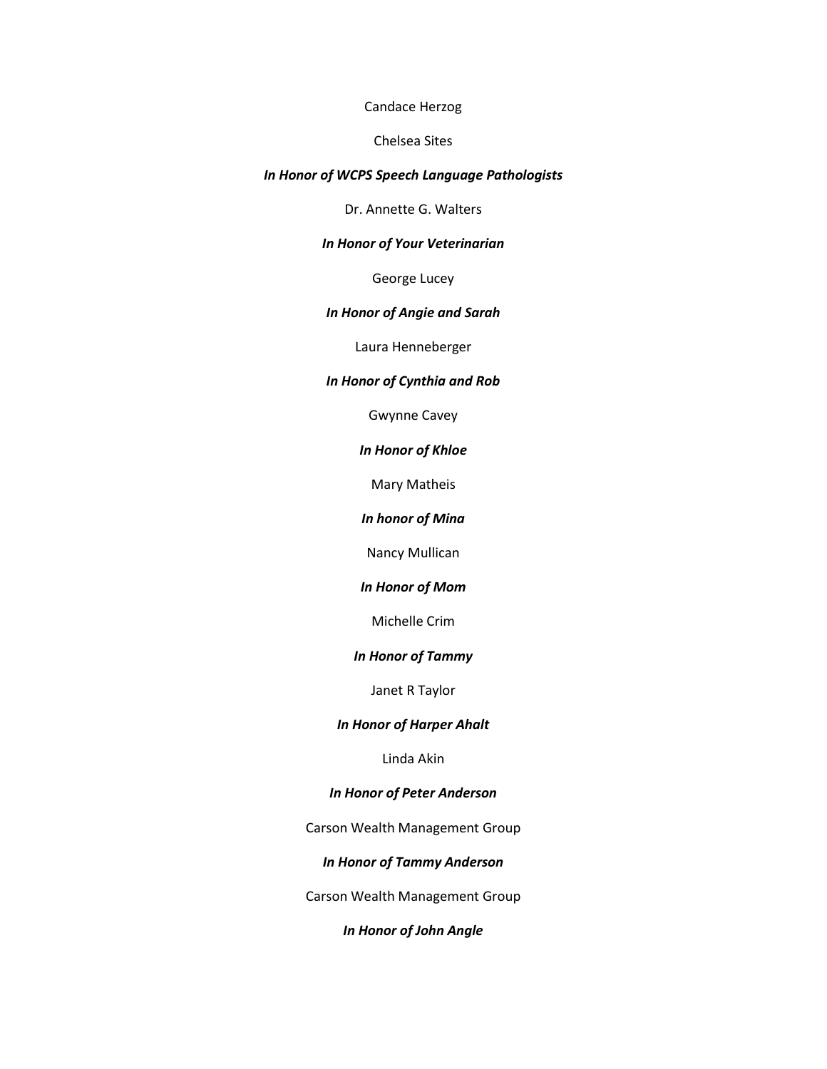Candace Herzog

Chelsea Sites

***In Honor of WCPS Speech Language Pathologists***

Dr. Annette G. Walters

***In Honor of Your Veterinarian***

George Lucey

***In Honor of Angie and Sarah***

Laura Henneberger

***In Honor of Cynthia and Rob***

Gwynne Cavey

***In Honor of Khloe***

Mary Matheis

***In honor of Mina***

Nancy Mullican

***In Honor of Mom***

Michelle Crim

***In Honor of Tammy***

Janet R Taylor

***In Honor of Harper Ahalt***

Linda Akin

***In Honor of Peter Anderson***

Carson Wealth Management Group

***In Honor of Tammy Anderson***

Carson Wealth Management Group

***In Honor of John Angle***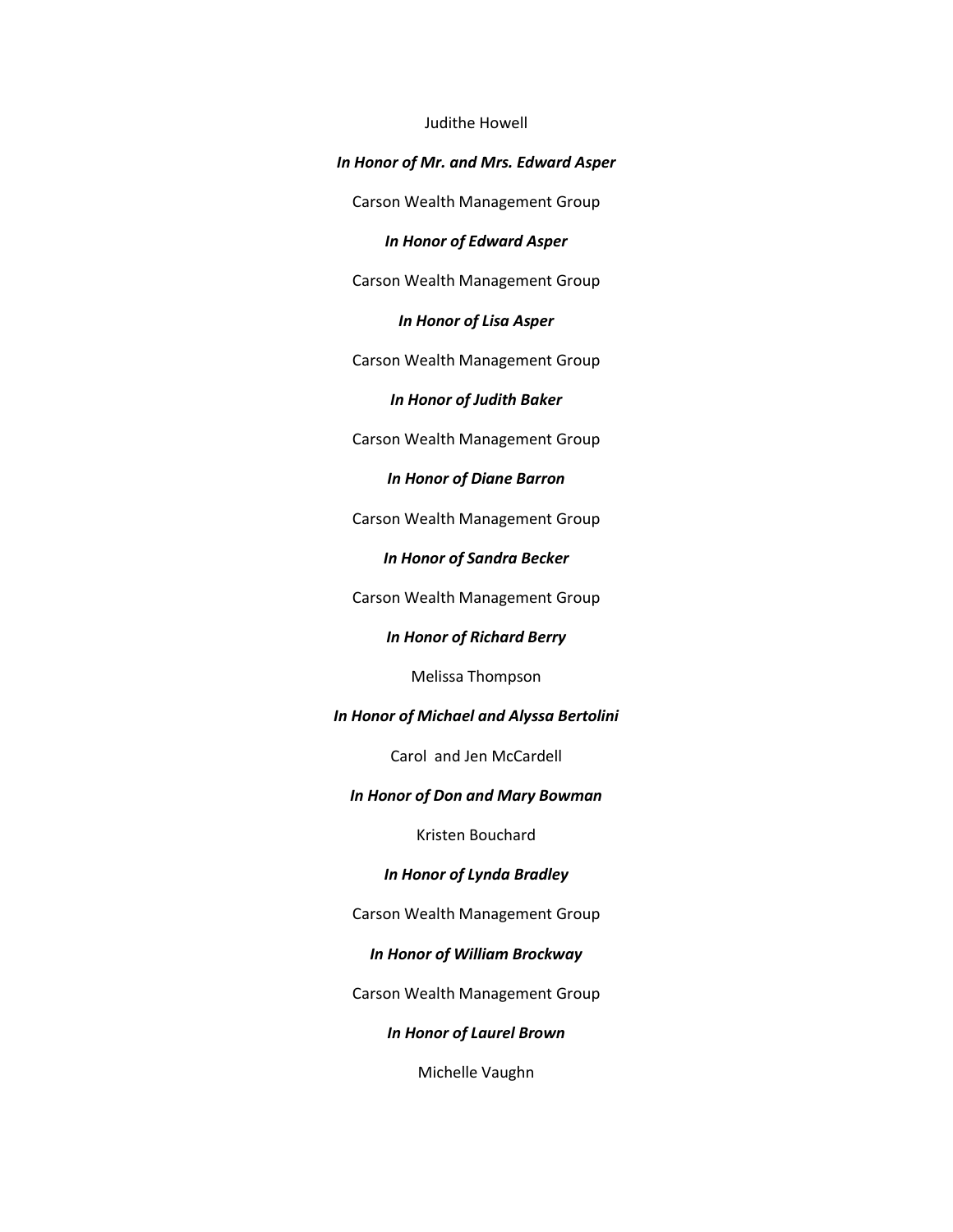Judithe Howell

***In Honor of Mr. and Mrs. Edward Asper***

Carson Wealth Management Group

***In Honor of Edward Asper***

Carson Wealth Management Group

***In Honor of Lisa Asper***

Carson Wealth Management Group

***In Honor of Judith Baker***

Carson Wealth Management Group

***In Honor of Diane Barron***

Carson Wealth Management Group

***In Honor of Sandra Becker***

Carson Wealth Management Group

***In Honor of Richard Berry***

Melissa Thompson

***In Honor of Michael and Alyssa Bertolini***

Carol and Jen McCardell

***In Honor of Don and Mary Bowman***

Kristen Bouchard

***In Honor of Lynda Bradley***

Carson Wealth Management Group

***In Honor of William Brockway***

Carson Wealth Management Group

***In Honor of Laurel Brown***

Michelle Vaughn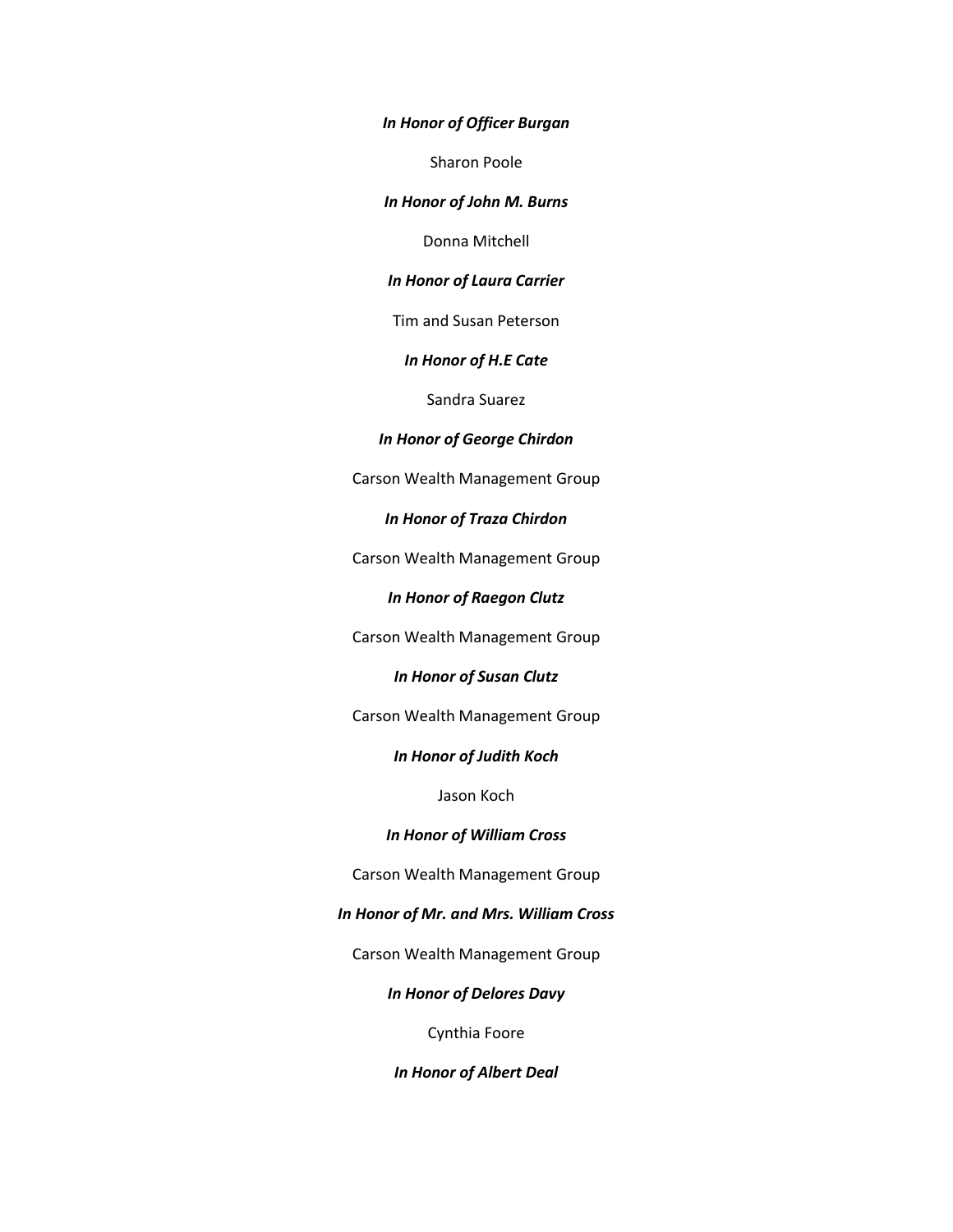***In Honor of Officer Burgan***

Sharon Poole

***In Honor of John M. Burns***

Donna Mitchell

***In Honor of Laura Carrier***

Tim and Susan Peterson

***In Honor of H.E Cate***

Sandra Suarez

***In Honor of George Chirdon***

Carson Wealth Management Group

***In Honor of Traza Chirdon***

Carson Wealth Management Group

***In Honor of Raegon Clutz***

Carson Wealth Management Group

***In Honor of Susan Clutz***

Carson Wealth Management Group

***In Honor of Judith Koch***

Jason Koch

***In Honor of William Cross***

Carson Wealth Management Group

***In Honor of Mr. and Mrs. William Cross***

Carson Wealth Management Group

***In Honor of Delores Davy***

Cynthia Foore

***In Honor of Albert Deal***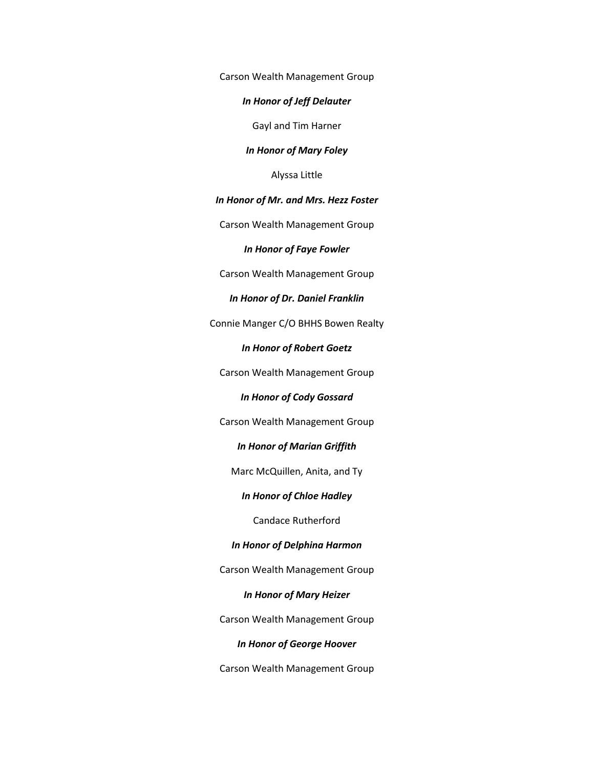Carson Wealth Management Group

***In Honor of Jeff Delauter***

Gayl and Tim Harner

***In Honor of Mary Foley***

Alyssa Little

***In Honor of Mr. and Mrs. Hezz Foster***

Carson Wealth Management Group

***In Honor of Faye Fowler***

Carson Wealth Management Group

***In Honor of Dr. Daniel Franklin***

Connie Manger C/O BHHS Bowen Realty

***In Honor of Robert Goetz***

Carson Wealth Management Group

***In Honor of Cody Gossard***

Carson Wealth Management Group

***In Honor of Marian Griffith***

Marc McQuillen, Anita, and Ty

***In Honor of Chloe Hadley***

Candace Rutherford

***In Honor of Delphina Harmon***

Carson Wealth Management Group

***In Honor of Mary Heizer***

Carson Wealth Management Group

***In Honor of George Hoover***

Carson Wealth Management Group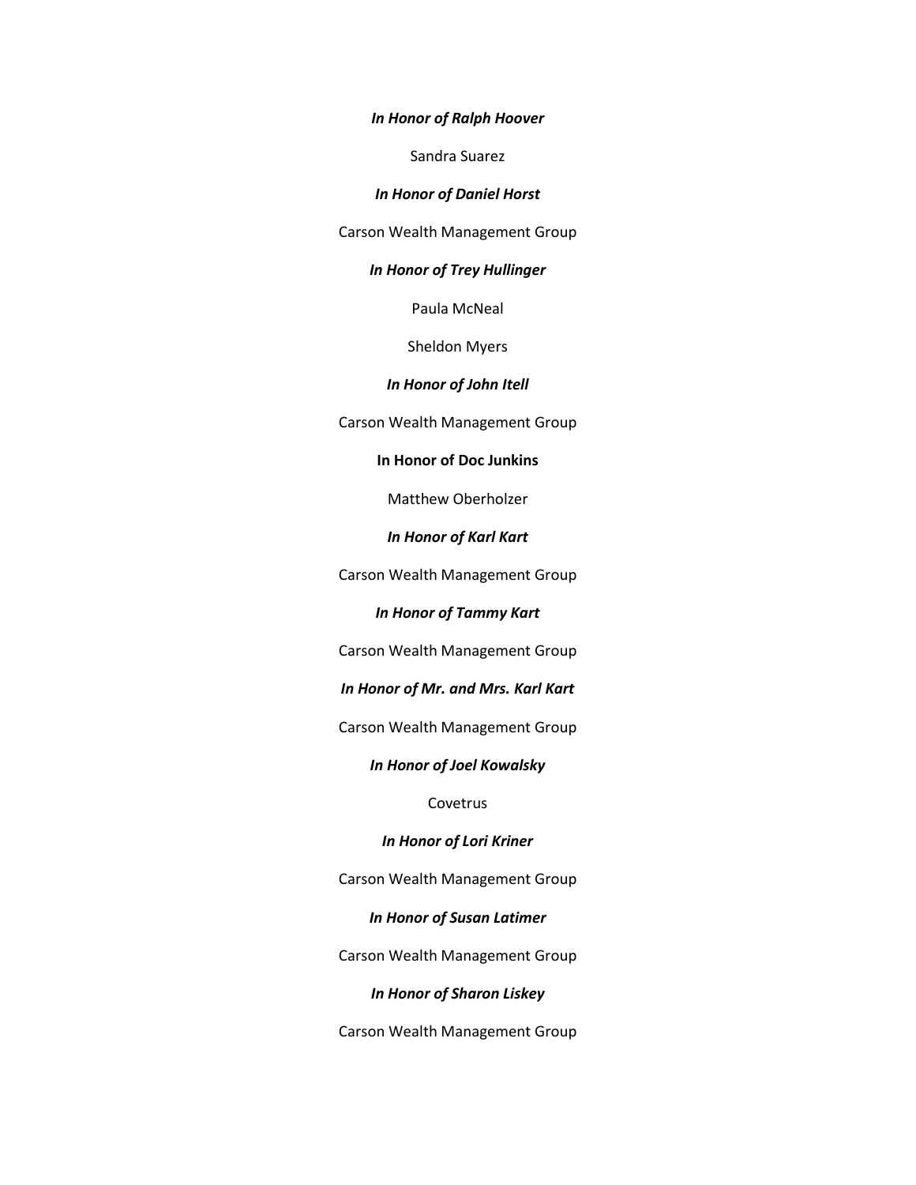***In Honor of Ralph Hoover***

Sandra Suarez

***In Honor of Daniel Horst***

Carson Wealth Management Group

***In Honor of Trey Hullinger***

Paula McNeal

Sheldon Myers

***In Honor of John Itell***

Carson Wealth Management Group

**In Honor of Doc Junkins**

Matthew Oberholzer

***In Honor of Karl Kart***

Carson Wealth Management Group

***In Honor of Tammy Kart***

Carson Wealth Management Group

***In Honor of Mr. and Mrs. Karl Kart***

Carson Wealth Management Group

***In Honor of Joel Kowalsky***

Covetrus

***In Honor of Lori Kriner***

Carson Wealth Management Group

***In Honor of Susan Latimer***

Carson Wealth Management Group

***In Honor of Sharon Liskey***

Carson Wealth Management Group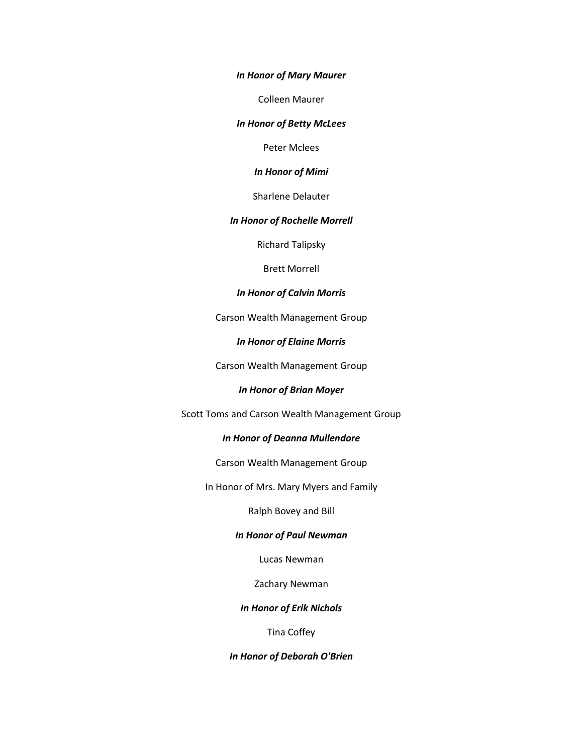***In Honor of Mary Maurer***

Colleen Maurer

***In Honor of Betty McLees***

Peter Mclees

***In Honor of Mimi***

Sharlene Delauter

***In Honor of Rochelle Morrell***

Richard Talipsky

Brett Morrell

***In Honor of Calvin Morris***

Carson Wealth Management Group

***In Honor of Elaine Morris***

Carson Wealth Management Group

***In Honor of Brian Moyer***

Scott Toms and Carson Wealth Management Group

***In Honor of Deanna Mullendore***

Carson Wealth Management Group

In Honor of Mrs. Mary Myers and Family

Ralph Bovey and Bill

***In Honor of Paul Newman***

Lucas Newman

Zachary Newman

***In Honor of Erik Nichols***

Tina Coffey

***In Honor of Deborah O'Brien***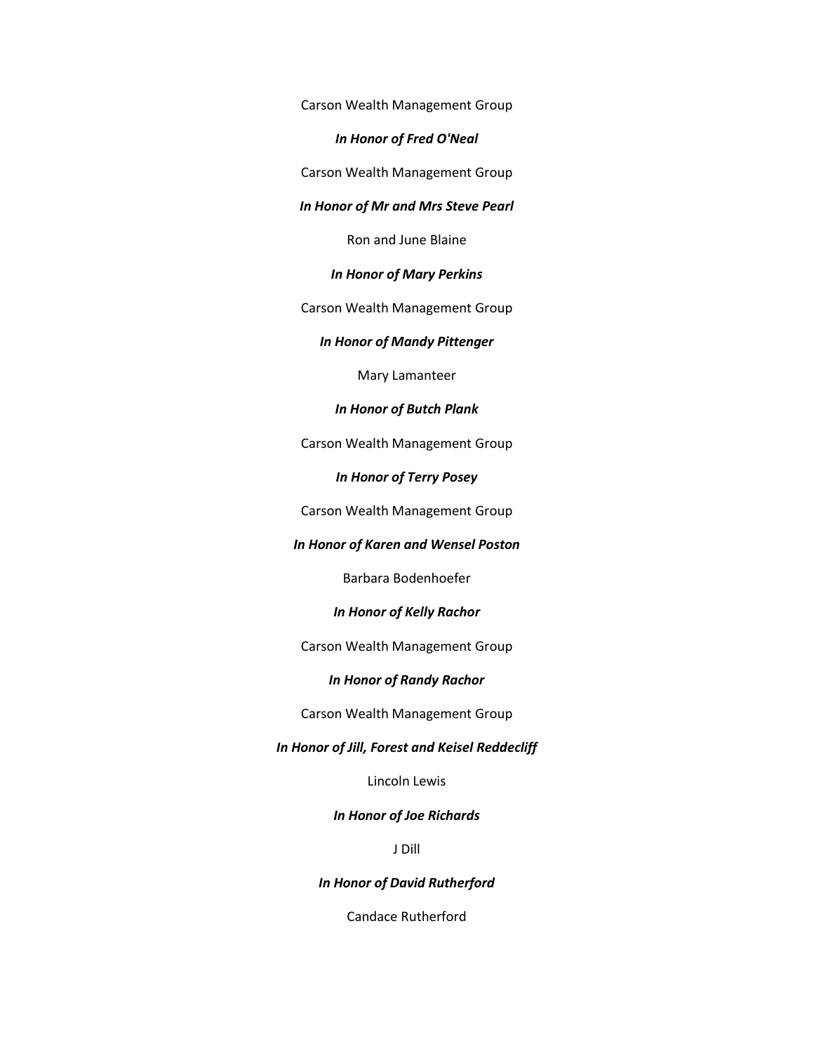Carson Wealth Management Group

***In Honor of Fred O'Neal***

Carson Wealth Management Group

***In Honor of Mr and Mrs Steve Pearl***

Ron and June Blaine

***In Honor of Mary Perkins***

Carson Wealth Management Group

***In Honor of Mandy Pittenger***

Mary Lamanteer

***In Honor of Butch Plank***

Carson Wealth Management Group

***In Honor of Terry Posey***

Carson Wealth Management Group

***In Honor of Karen and Wensel Poston***

Barbara Bodenhoefer

***In Honor of Kelly Rachor***

Carson Wealth Management Group

***In Honor of Randy Rachor***

Carson Wealth Management Group

***In Honor of Jill, Forest and Keisel Reddecliff***

Lincoln Lewis

***In Honor of Joe Richards***

J Dill

***In Honor of David Rutherford***

Candace Rutherford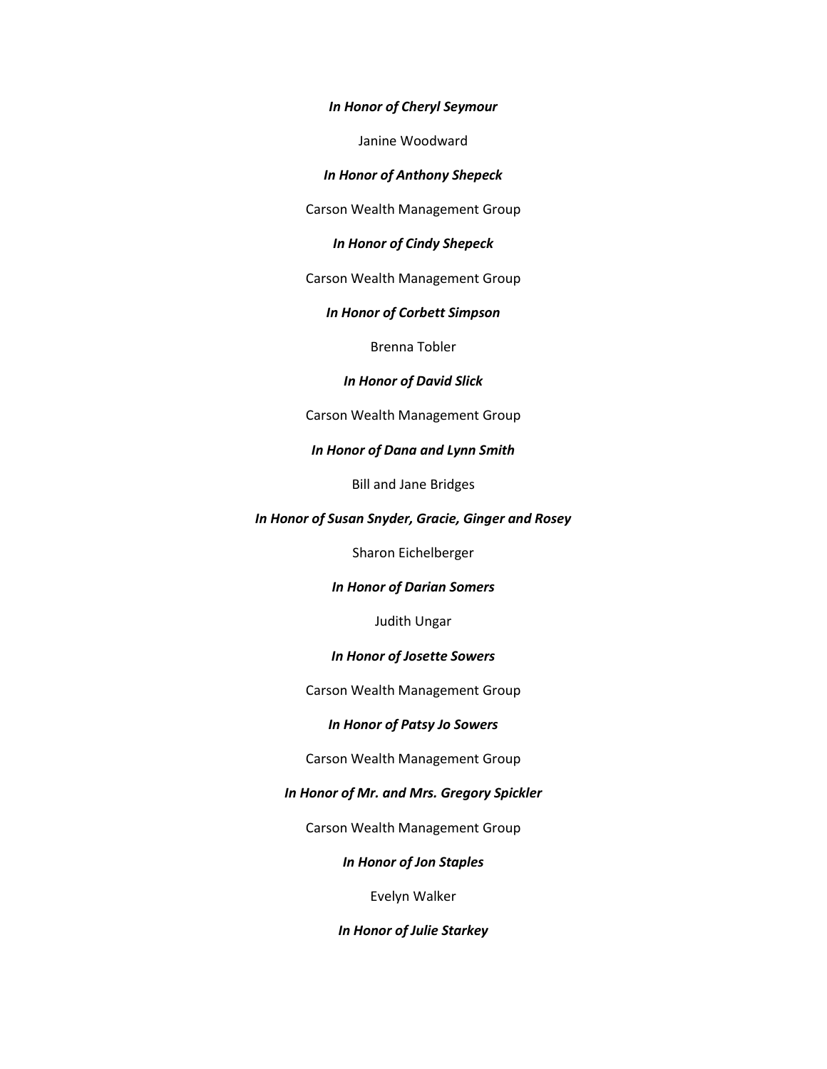***In Honor of Cheryl Seymour***

Janine Woodward

***In Honor of Anthony Shepeck***

Carson Wealth Management Group

***In Honor of Cindy Shepeck***

Carson Wealth Management Group

***In Honor of Corbett Simpson***

Brenna Tobler

***In Honor of David Slick***

Carson Wealth Management Group

***In Honor of Dana and Lynn Smith***

Bill and Jane Bridges

***In Honor of Susan Snyder, Gracie, Ginger and Rosey***

Sharon Eichelberger

***In Honor of Darian Somers***

Judith Ungar

***In Honor of Josette Sowers***

Carson Wealth Management Group

***In Honor of Patsy Jo Sowers***

Carson Wealth Management Group

***In Honor of Mr. and Mrs. Gregory Spickler***

Carson Wealth Management Group

***In Honor of Jon Staples***

Evelyn Walker

***In Honor of Julie Starkey***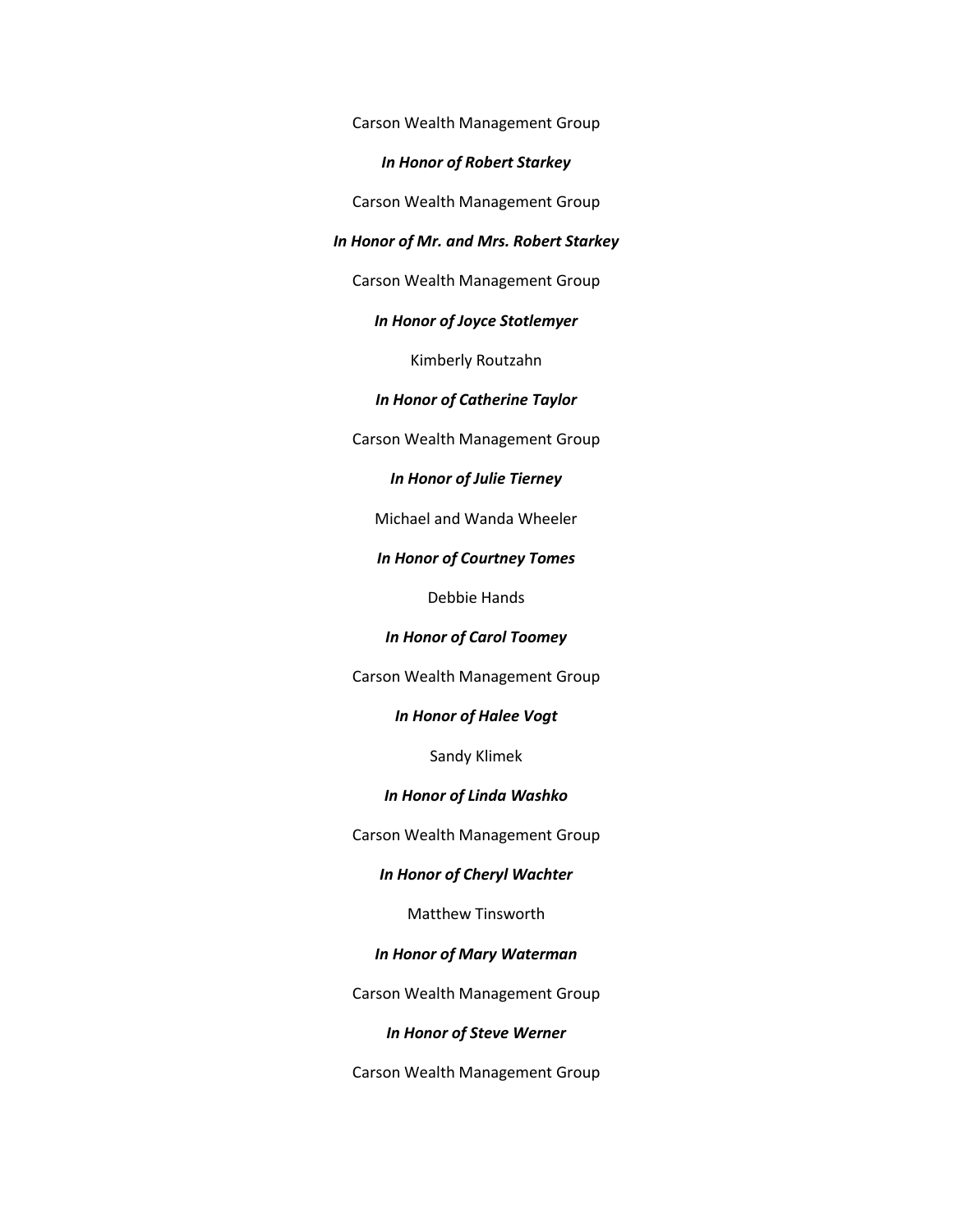Carson Wealth Management Group

***In Honor of Robert Starkey***

Carson Wealth Management Group

***In Honor of Mr. and Mrs. Robert Starkey***

Carson Wealth Management Group

***In Honor of Joyce Stotlemyer***

Kimberly Routzahn

***In Honor of Catherine Taylor***

Carson Wealth Management Group

***In Honor of Julie Tierney***

Michael and Wanda Wheeler

***In Honor of Courtney Tomes***

Debbie Hands

***In Honor of Carol Toomey***

Carson Wealth Management Group

***In Honor of Halee Vogt***

Sandy Klimek

***In Honor of Linda Washko***

Carson Wealth Management Group

***In Honor of Cheryl Wachter***

Matthew Tinsworth

***In Honor of Mary Waterman***

Carson Wealth Management Group

***In Honor of Steve Werner***

Carson Wealth Management Group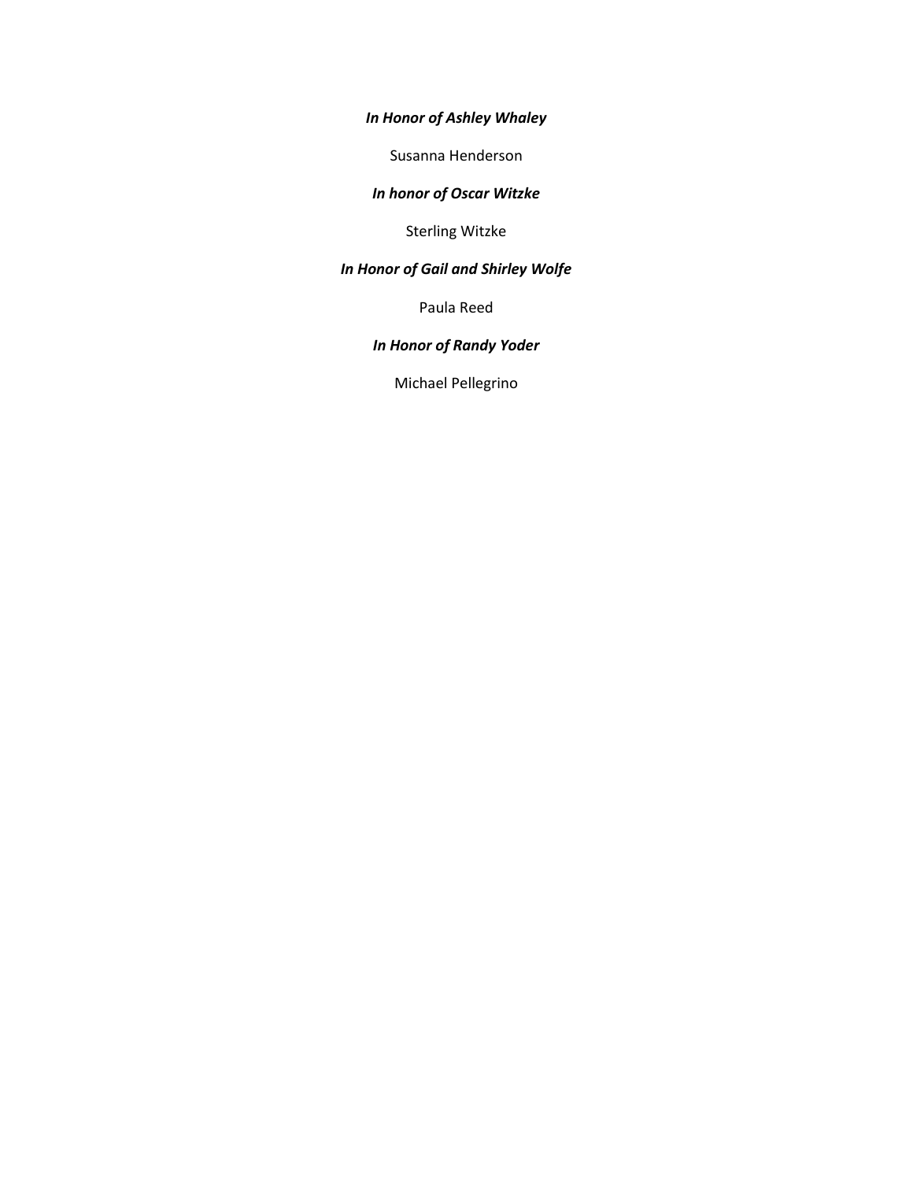***In Honor of Ashley Whaley***

Susanna Henderson

***In honor of Oscar Witzke***

Sterling Witzke

***In Honor of Gail and Shirley Wolfe***

Paula Reed

***In Honor of Randy Yoder***

Michael Pellegrino